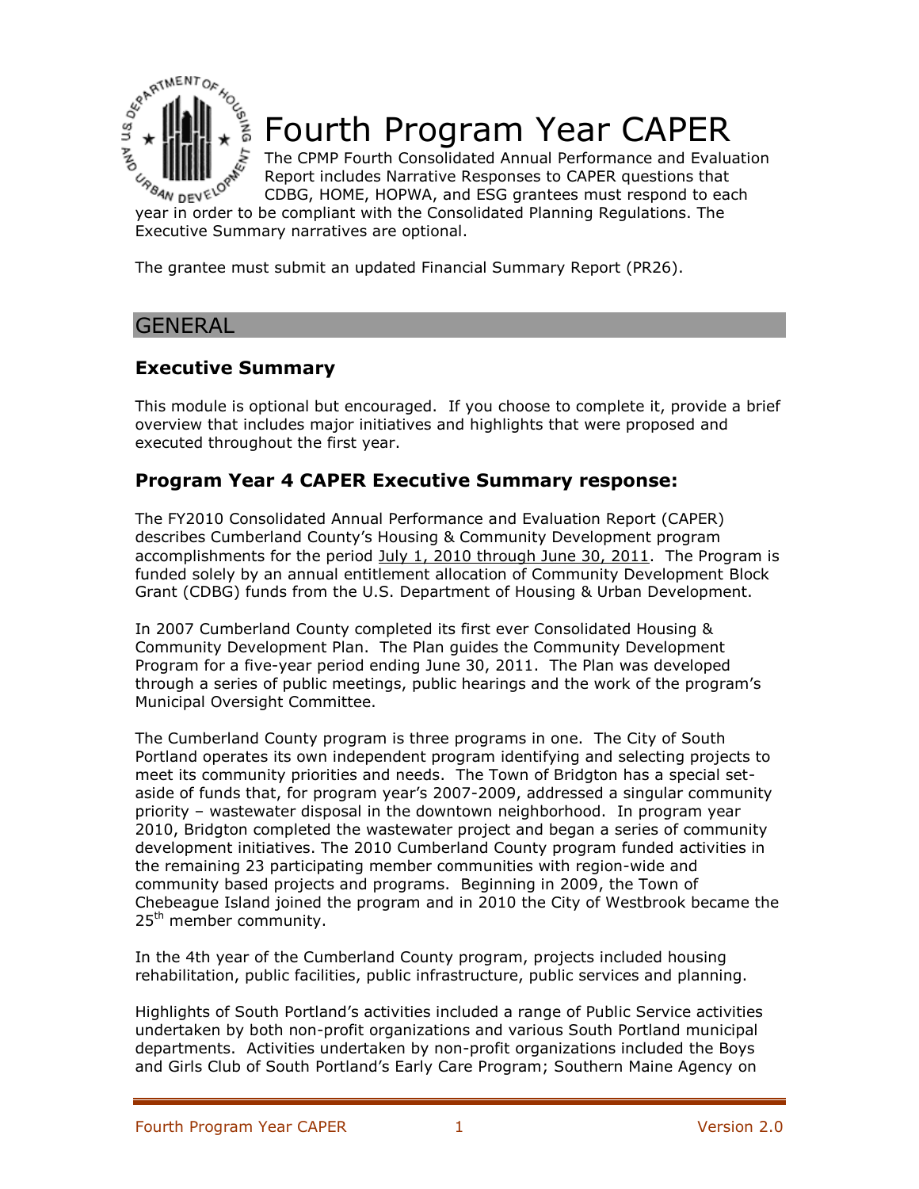# Fourth Program Year CAPER

The CPMP Fourth Consolidated Annual Performance and Evaluation Report includes Narrative Responses to CAPER questions that CDBG, HOME, HOPWA, and ESG grantees must respond to each year in order to be compliant with the Consolidated Planning Regulations. The Executive Summary narratives are optional.

The grantee must submit an updated Financial Summary Report (PR26).

## GENERAL

### Executive Summary

This module is optional but encouraged. If you choose to complete it, provide a brief overview that includes major initiatives and highlights that were proposed and executed throughout the first year.

### Program Year 4 CAPER Executive Summary response:

The FY2010 Consolidated Annual Performance and Evaluation Report (CAPER) describes Cumberland County's Housing & Community Development program accomplishments for the period July 1, 2010 through June 30, 2011. The Program is funded solely by an annual entitlement allocation of Community Development Block Grant (CDBG) funds from the U.S. Department of Housing & Urban Development.

In 2007 Cumberland County completed its first ever Consolidated Housing & Community Development Plan. The Plan guides the Community Development Program for a five-year period ending June 30, 2011. The Plan was developed through a series of public meetings, public hearings and the work of the program's Municipal Oversight Committee.

The Cumberland County program is three programs in one. The City of South Portland operates its own independent program identifying and selecting projects to meet its community priorities and needs. The Town of Bridgton has a special set-aside of funds that, for program year's 2007-2009, addressed a singular community priority – wastewater disposal in the downtown neighborhood. In program year 2010, Bridgton completed the wastewater project and began a series of community development initiatives. The 2010 Cumberland County program funded activities in the remaining 23 participating member communities with region-wide and community based projects and programs. Beginning in 2009, the Town of Chebeague Island joined the program and in 2010 the City of Westbrook became the 25th member community.

In the 4th year of the Cumberland County program, projects included housing rehabilitation, public facilities, public infrastructure, public services and planning.

Highlights of South Portland's activities included a range of Public Service activities undertaken by both non-profit organizations and various South Portland municipal departments. Activities undertaken by non-profit organizations included the Boys and Girls Club of South Portland's Early Care Program; Southern Maine Agency on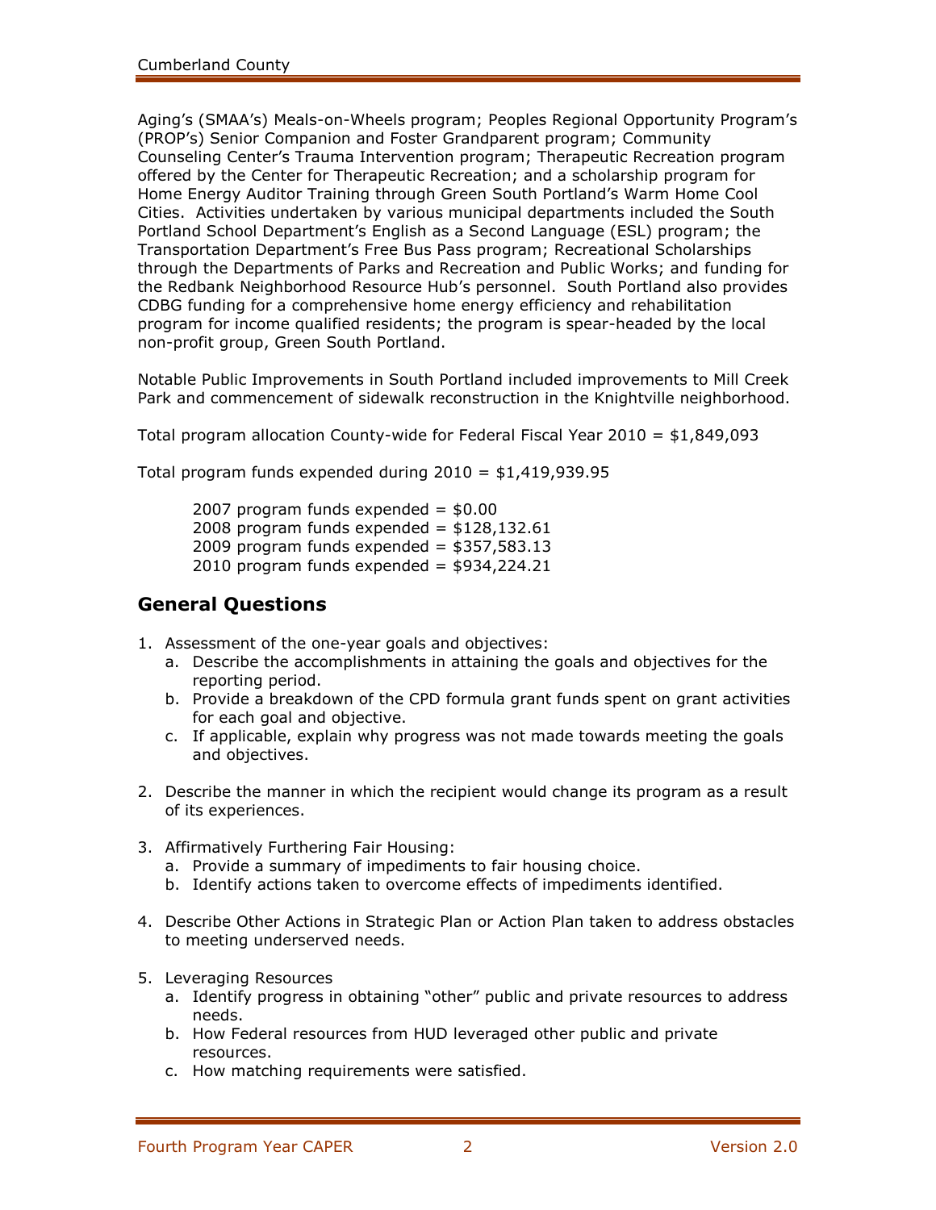Aging's (SMAA's) Meals-on-Wheels program; Peoples Regional Opportunity Program's (PROP's) Senior Companion and Foster Grandparent program; Community Counseling Center's Trauma Intervention program; Therapeutic Recreation program offered by the Center for Therapeutic Recreation; and a scholarship program for Home Energy Auditor Training through Green South Portland's Warm Home Cool Cities. Activities undertaken by various municipal departments included the South Portland School Department's English as a Second Language (ESL) program; the Transportation Department's Free Bus Pass program; Recreational Scholarships through the Departments of Parks and Recreation and Public Works; and funding for the Redbank Neighborhood Resource Hub's personnel. South Portland also provides CDBG funding for a comprehensive home energy efficiency and rehabilitation program for income qualified residents; the program is spear-headed by the local non-profit group, Green South Portland.

Notable Public Improvements in South Portland included improvements to Mill Creek Park and commencement of sidewalk reconstruction in the Knightville neighborhood.

Total program allocation County-wide for Federal Fiscal Year 2010 = $1,849,093

Total program funds expended during 2010 = $1,419,939.95

2007 program funds expended = $0.00
2008 program funds expended = $128,132.61
2009 program funds expended = $357,583.13
2010 program funds expended = $934,224.21

## General Questions

1. Assessment of the one-year goals and objectives:
   a. Describe the accomplishments in attaining the goals and objectives for the reporting period.
   b. Provide a breakdown of the CPD formula grant funds spent on grant activities for each goal and objective.
   c. If applicable, explain why progress was not made towards meeting the goals and objectives.

2. Describe the manner in which the recipient would change its program as a result of its experiences.

3. Affirmatively Furthering Fair Housing:
   a. Provide a summary of impediments to fair housing choice.
   b. Identify actions taken to overcome effects of impediments identified.

4. Describe Other Actions in Strategic Plan or Action Plan taken to address obstacles to meeting underserved needs.

5. Leveraging Resources
   a. Identify progress in obtaining "other" public and private resources to address needs.
   b. How Federal resources from HUD leveraged other public and private resources.
   c. How matching requirements were satisfied.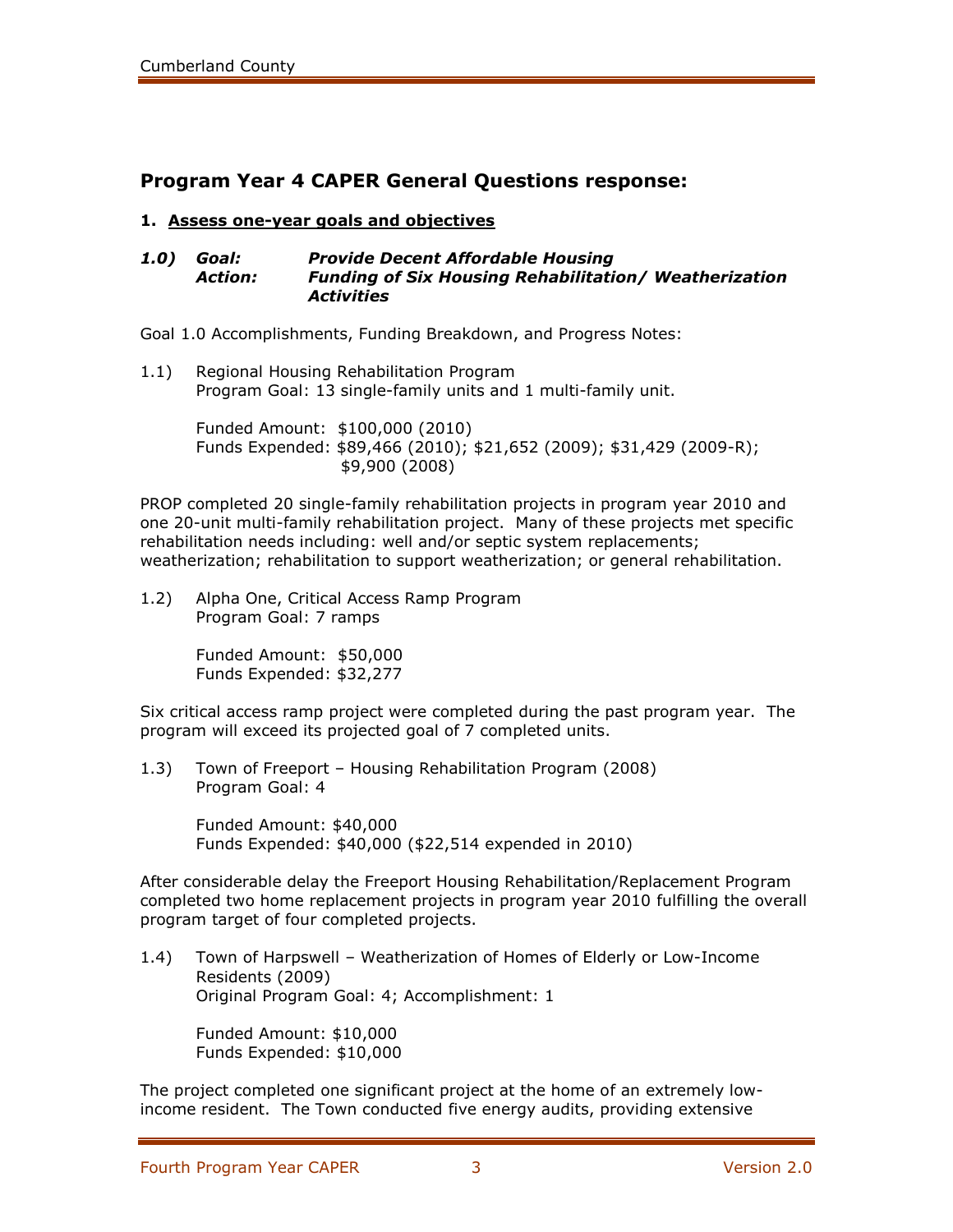## Program Year 4 CAPER General Questions response:

### 1. Assess one-year goals and objectives

***1.0) Goal: Provide Decent Affordable Housing***
***Action: Funding of Six Housing Rehabilitation/ Weatherization Activities***

Goal 1.0 Accomplishments, Funding Breakdown, and Progress Notes:

1.1) Regional Housing Rehabilitation Program
Program Goal: 13 single-family units and 1 multi-family unit.

Funded Amount: $100,000 (2010)
Funds Expended: $89,466 (2010); $21,652 (2009); $31,429 (2009-R); $9,900 (2008)

PROP completed 20 single-family rehabilitation projects in program year 2010 and one 20-unit multi-family rehabilitation project. Many of these projects met specific rehabilitation needs including: well and/or septic system replacements; weatherization; rehabilitation to support weatherization; or general rehabilitation.

1.2) Alpha One, Critical Access Ramp Program
Program Goal: 7 ramps

Funded Amount: $50,000
Funds Expended: $32,277

Six critical access ramp project were completed during the past program year. The program will exceed its projected goal of 7 completed units.

1.3) Town of Freeport – Housing Rehabilitation Program (2008)
Program Goal: 4

Funded Amount: $40,000
Funds Expended: $40,000 ($22,514 expended in 2010)

After considerable delay the Freeport Housing Rehabilitation/Replacement Program completed two home replacement projects in program year 2010 fulfilling the overall program target of four completed projects.

1.4) Town of Harpswell – Weatherization of Homes of Elderly or Low-Income Residents (2009)
Original Program Goal: 4; Accomplishment: 1

Funded Amount: $10,000
Funds Expended: $10,000

The project completed one significant project at the home of an extremely low-income resident. The Town conducted five energy audits, providing extensive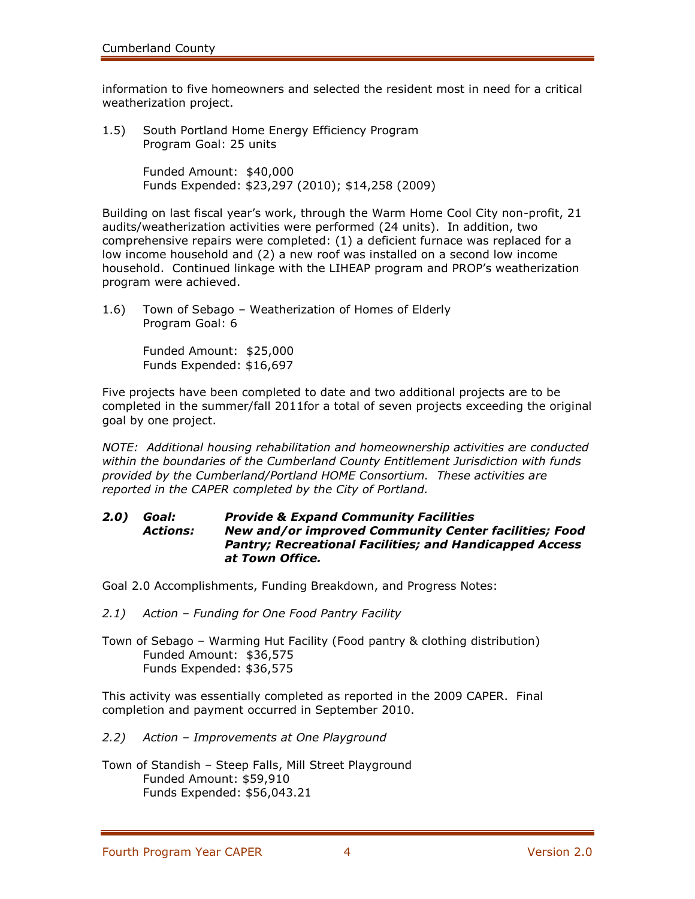information to five homeowners and selected the resident most in need for a critical weatherization project.

1.5) South Portland Home Energy Efficiency Program
Program Goal: 25 units

Funded Amount: $40,000
Funds Expended: $23,297 (2010); $14,258 (2009)

Building on last fiscal year's work, through the Warm Home Cool City non-profit, 21 audits/weatherization activities were performed (24 units). In addition, two comprehensive repairs were completed: (1) a deficient furnace was replaced for a low income household and (2) a new roof was installed on a second low income household. Continued linkage with the LIHEAP program and PROP's weatherization program were achieved.

1.6) Town of Sebago – Weatherization of Homes of Elderly
Program Goal: 6

Funded Amount: $25,000
Funds Expended: $16,697

Five projects have been completed to date and two additional projects are to be completed in the summer/fall 2011for a total of seven projects exceeding the original goal by one project.

*NOTE: Additional housing rehabilitation and homeownership activities are conducted within the boundaries of the Cumberland County Entitlement Jurisdiction with funds provided by the Cumberland/Portland HOME Consortium. These activities are reported in the CAPER completed by the City of Portland.*

***2.0) Goal: Provide & Expand Community Facilities***
***Actions: New and/or improved Community Center facilities; Food Pantry; Recreational Facilities; and Handicapped Access at Town Office.***

Goal 2.0 Accomplishments, Funding Breakdown, and Progress Notes:

*2.1) Action – Funding for One Food Pantry Facility*

Town of Sebago – Warming Hut Facility (Food pantry & clothing distribution)
Funded Amount: $36,575
Funds Expended: $36,575

This activity was essentially completed as reported in the 2009 CAPER. Final completion and payment occurred in September 2010.

*2.2) Action – Improvements at One Playground*

Town of Standish – Steep Falls, Mill Street Playground
Funded Amount: $59,910
Funds Expended: $56,043.21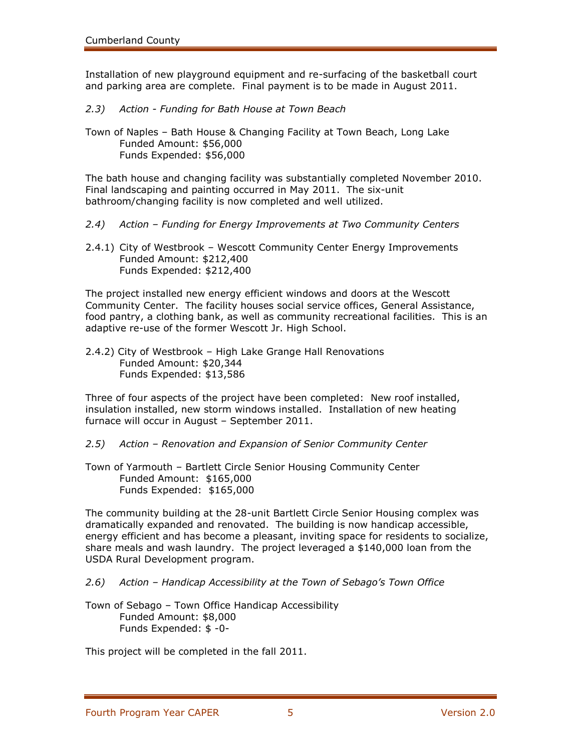Installation of new playground equipment and re-surfacing of the basketball court and parking area are complete. Final payment is to be made in August 2011.

*2.3) Action - Funding for Bath House at Town Beach*

Town of Naples – Bath House & Changing Facility at Town Beach, Long Lake
Funded Amount: $56,000
Funds Expended: $56,000

The bath house and changing facility was substantially completed November 2010. Final landscaping and painting occurred in May 2011. The six-unit bathroom/changing facility is now completed and well utilized.

*2.4) Action – Funding for Energy Improvements at Two Community Centers*

2.4.1) City of Westbrook – Wescott Community Center Energy Improvements
Funded Amount: $212,400
Funds Expended: $212,400

The project installed new energy efficient windows and doors at the Wescott Community Center. The facility houses social service offices, General Assistance, food pantry, a clothing bank, as well as community recreational facilities. This is an adaptive re-use of the former Wescott Jr. High School.

2.4.2) City of Westbrook – High Lake Grange Hall Renovations
Funded Amount: $20,344
Funds Expended: $13,586

Three of four aspects of the project have been completed: New roof installed, insulation installed, new storm windows installed. Installation of new heating furnace will occur in August – September 2011.

*2.5) Action – Renovation and Expansion of Senior Community Center*

Town of Yarmouth – Bartlett Circle Senior Housing Community Center
Funded Amount: $165,000
Funds Expended: $165,000

The community building at the 28-unit Bartlett Circle Senior Housing complex was dramatically expanded and renovated. The building is now handicap accessible, energy efficient and has become a pleasant, inviting space for residents to socialize, share meals and wash laundry. The project leveraged a $140,000 loan from the USDA Rural Development program.

*2.6) Action – Handicap Accessibility at the Town of Sebago's Town Office*

Town of Sebago – Town Office Handicap Accessibility
Funded Amount: $8,000
Funds Expended: $ -0-

This project will be completed in the fall 2011.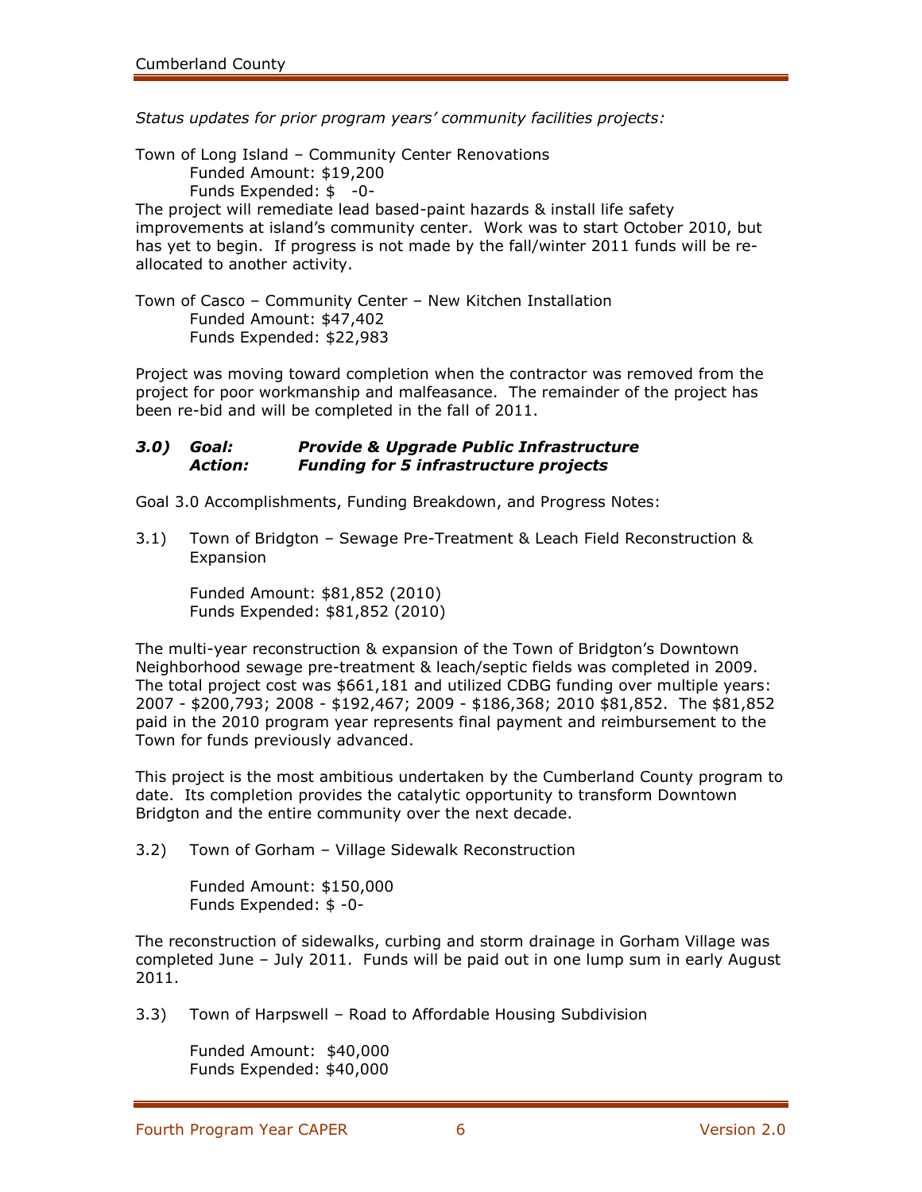*Status updates for prior program years' community facilities projects:*

Town of Long Island – Community Center Renovations
Funded Amount: $19,200
Funds Expended: $ -0-

The project will remediate lead based-paint hazards & install life safety improvements at island's community center. Work was to start October 2010, but has yet to begin. If progress is not made by the fall/winter 2011 funds will be re-allocated to another activity.

Town of Casco – Community Center – New Kitchen Installation
Funded Amount: $47,402
Funds Expended: $22,983

Project was moving toward completion when the contractor was removed from the project for poor workmanship and malfeasance. The remainder of the project has been re-bid and will be completed in the fall of 2011.

### *3.0) Goal: Provide & Upgrade Public Infrastructure*
### *Action: Funding for 5 infrastructure projects*

Goal 3.0 Accomplishments, Funding Breakdown, and Progress Notes:

3.1) Town of Bridgton – Sewage Pre-Treatment & Leach Field Reconstruction & Expansion

Funded Amount: $81,852 (2010)
Funds Expended: $81,852 (2010)

The multi-year reconstruction & expansion of the Town of Bridgton's Downtown Neighborhood sewage pre-treatment & leach/septic fields was completed in 2009. The total project cost was $661,181 and utilized CDBG funding over multiple years: 2007 - $200,793; 2008 - $192,467; 2009 - $186,368; 2010 $81,852. The $81,852 paid in the 2010 program year represents final payment and reimbursement to the Town for funds previously advanced.

This project is the most ambitious undertaken by the Cumberland County program to date. Its completion provides the catalytic opportunity to transform Downtown Bridgton and the entire community over the next decade.

3.2) Town of Gorham – Village Sidewalk Reconstruction

Funded Amount: $150,000
Funds Expended: $ -0-

The reconstruction of sidewalks, curbing and storm drainage in Gorham Village was completed June – July 2011. Funds will be paid out in one lump sum in early August 2011.

3.3) Town of Harpswell – Road to Affordable Housing Subdivision

Funded Amount: $40,000
Funds Expended: $40,000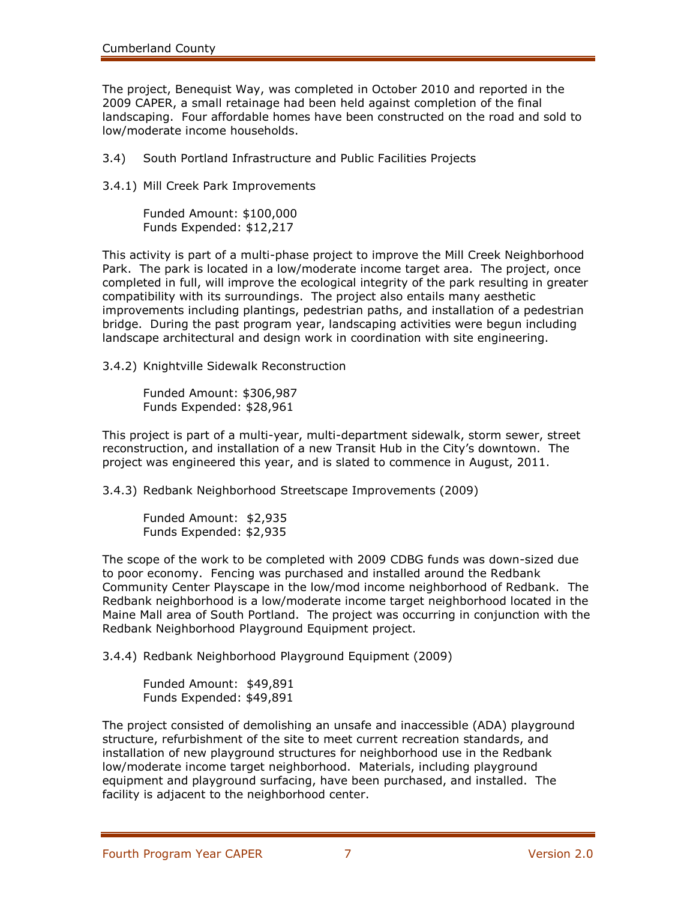The project, Benequist Way, was completed in October 2010 and reported in the 2009 CAPER, a small retainage had been held against completion of the final landscaping. Four affordable homes have been constructed on the road and sold to low/moderate income households.

### 3.4) South Portland Infrastructure and Public Facilities Projects

#### 3.4.1) Mill Creek Park Improvements

Funded Amount: $100,000
Funds Expended: $12,217

This activity is part of a multi-phase project to improve the Mill Creek Neighborhood Park. The park is located in a low/moderate income target area. The project, once completed in full, will improve the ecological integrity of the park resulting in greater compatibility with its surroundings. The project also entails many aesthetic improvements including plantings, pedestrian paths, and installation of a pedestrian bridge. During the past program year, landscaping activities were begun including landscape architectural and design work in coordination with site engineering.

#### 3.4.2) Knightville Sidewalk Reconstruction

Funded Amount: $306,987
Funds Expended: $28,961

This project is part of a multi-year, multi-department sidewalk, storm sewer, street reconstruction, and installation of a new Transit Hub in the City's downtown. The project was engineered this year, and is slated to commence in August, 2011.

#### 3.4.3) Redbank Neighborhood Streetscape Improvements (2009)

Funded Amount: $2,935
Funds Expended: $2,935

The scope of the work to be completed with 2009 CDBG funds was down-sized due to poor economy. Fencing was purchased and installed around the Redbank Community Center Playscape in the low/mod income neighborhood of Redbank. The Redbank neighborhood is a low/moderate income target neighborhood located in the Maine Mall area of South Portland. The project was occurring in conjunction with the Redbank Neighborhood Playground Equipment project.

#### 3.4.4) Redbank Neighborhood Playground Equipment (2009)

Funded Amount: $49,891
Funds Expended: $49,891

The project consisted of demolishing an unsafe and inaccessible (ADA) playground structure, refurbishment of the site to meet current recreation standards, and installation of new playground structures for neighborhood use in the Redbank low/moderate income target neighborhood. Materials, including playground equipment and playground surfacing, have been purchased, and installed. The facility is adjacent to the neighborhood center.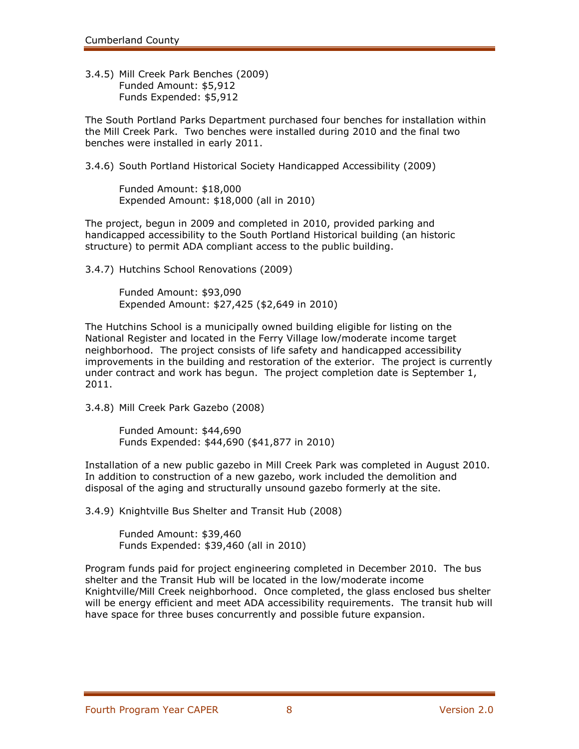3.4.5) Mill Creek Park Benches (2009)
Funded Amount: $5,912
Funds Expended: $5,912

The South Portland Parks Department purchased four benches for installation within the Mill Creek Park. Two benches were installed during 2010 and the final two benches were installed in early 2011.

3.4.6) South Portland Historical Society Handicapped Accessibility (2009)

Funded Amount: $18,000
Expended Amount: $18,000 (all in 2010)

The project, begun in 2009 and completed in 2010, provided parking and handicapped accessibility to the South Portland Historical building (an historic structure) to permit ADA compliant access to the public building.

3.4.7) Hutchins School Renovations (2009)

Funded Amount: $93,090
Expended Amount: $27,425 ($2,649 in 2010)

The Hutchins School is a municipally owned building eligible for listing on the National Register and located in the Ferry Village low/moderate income target neighborhood. The project consists of life safety and handicapped accessibility improvements in the building and restoration of the exterior. The project is currently under contract and work has begun. The project completion date is September 1, 2011.

3.4.8) Mill Creek Park Gazebo (2008)

Funded Amount: $44,690
Funds Expended: $44,690 ($41,877 in 2010)

Installation of a new public gazebo in Mill Creek Park was completed in August 2010. In addition to construction of a new gazebo, work included the demolition and disposal of the aging and structurally unsound gazebo formerly at the site.

3.4.9) Knightville Bus Shelter and Transit Hub (2008)

Funded Amount: $39,460
Funds Expended: $39,460 (all in 2010)

Program funds paid for project engineering completed in December 2010. The bus shelter and the Transit Hub will be located in the low/moderate income Knightville/Mill Creek neighborhood. Once completed, the glass enclosed bus shelter will be energy efficient and meet ADA accessibility requirements. The transit hub will have space for three buses concurrently and possible future expansion.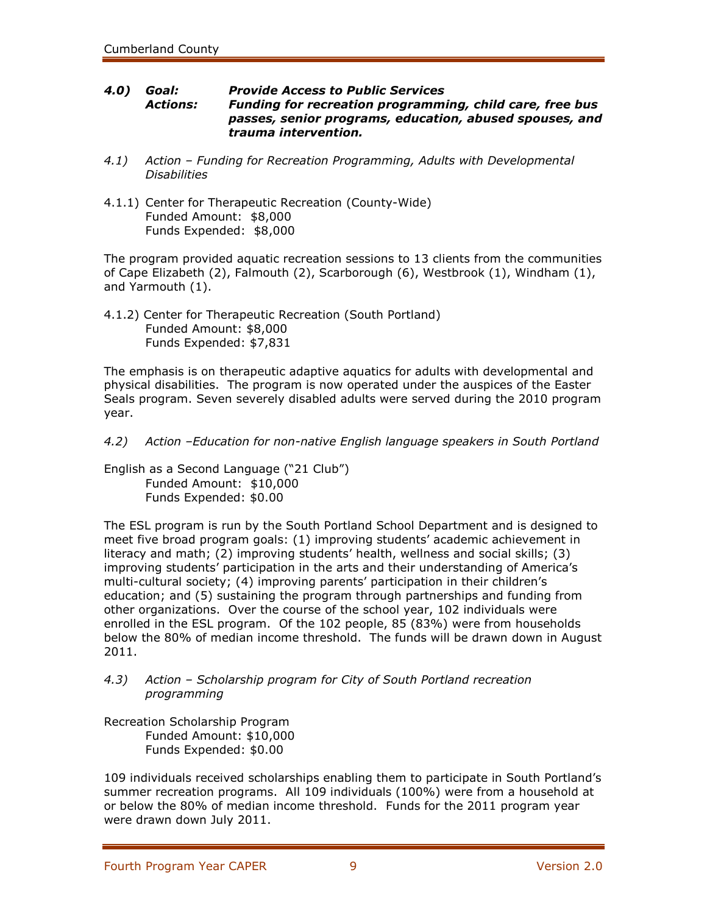### *4.0) Goal: Provide Access to Public Services*

***Actions: Funding for recreation programming, child care, free bus passes, senior programs, education, abused spouses, and trauma intervention.***

*4.1) Action – Funding for Recreation Programming, Adults with Developmental Disabilities*

4.1.1) Center for Therapeutic Recreation (County-Wide)
Funded Amount: $8,000
Funds Expended: $8,000

The program provided aquatic recreation sessions to 13 clients from the communities of Cape Elizabeth (2), Falmouth (2), Scarborough (6), Westbrook (1), Windham (1), and Yarmouth (1).

4.1.2) Center for Therapeutic Recreation (South Portland)
Funded Amount: $8,000
Funds Expended: $7,831

The emphasis is on therapeutic adaptive aquatics for adults with developmental and physical disabilities. The program is now operated under the auspices of the Easter Seals program. Seven severely disabled adults were served during the 2010 program year.

*4.2) Action –Education for non-native English language speakers in South Portland*

English as a Second Language ("21 Club")
Funded Amount: $10,000
Funds Expended: $0.00

The ESL program is run by the South Portland School Department and is designed to meet five broad program goals: (1) improving students' academic achievement in literacy and math; (2) improving students' health, wellness and social skills; (3) improving students' participation in the arts and their understanding of America's multi-cultural society; (4) improving parents' participation in their children's education; and (5) sustaining the program through partnerships and funding from other organizations. Over the course of the school year, 102 individuals were enrolled in the ESL program. Of the 102 people, 85 (83%) were from households below the 80% of median income threshold. The funds will be drawn down in August 2011.

*4.3) Action – Scholarship program for City of South Portland recreation programming*

Recreation Scholarship Program
Funded Amount: $10,000
Funds Expended: $0.00

109 individuals received scholarships enabling them to participate in South Portland's summer recreation programs. All 109 individuals (100%) were from a household at or below the 80% of median income threshold. Funds for the 2011 program year were drawn down July 2011.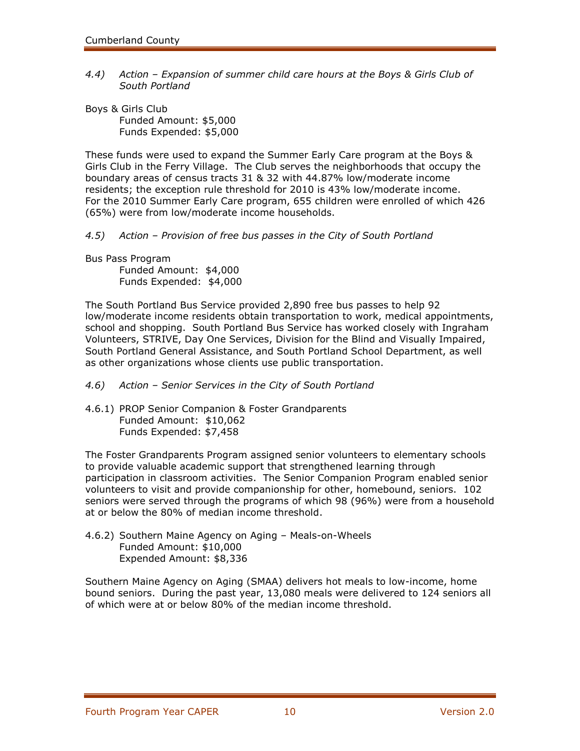*4.4) Action – Expansion of summer child care hours at the Boys & Girls Club of South Portland*

Boys & Girls Club
Funded Amount: $5,000
Funds Expended: $5,000

These funds were used to expand the Summer Early Care program at the Boys & Girls Club in the Ferry Village. The Club serves the neighborhoods that occupy the boundary areas of census tracts 31 & 32 with 44.87% low/moderate income residents; the exception rule threshold for 2010 is 43% low/moderate income. For the 2010 Summer Early Care program, 655 children were enrolled of which 426 (65%) were from low/moderate income households.

*4.5) Action – Provision of free bus passes in the City of South Portland*

Bus Pass Program
Funded Amount: $4,000
Funds Expended: $4,000

The South Portland Bus Service provided 2,890 free bus passes to help 92 low/moderate income residents obtain transportation to work, medical appointments, school and shopping. South Portland Bus Service has worked closely with Ingraham Volunteers, STRIVE, Day One Services, Division for the Blind and Visually Impaired, South Portland General Assistance, and South Portland School Department, as well as other organizations whose clients use public transportation.

*4.6) Action – Senior Services in the City of South Portland*

4.6.1) PROP Senior Companion & Foster Grandparents
Funded Amount: $10,062
Funds Expended: $7,458

The Foster Grandparents Program assigned senior volunteers to elementary schools to provide valuable academic support that strengthened learning through participation in classroom activities. The Senior Companion Program enabled senior volunteers to visit and provide companionship for other, homebound, seniors. 102 seniors were served through the programs of which 98 (96%) were from a household at or below the 80% of median income threshold.

4.6.2) Southern Maine Agency on Aging – Meals-on-Wheels
Funded Amount: $10,000
Expended Amount: $8,336

Southern Maine Agency on Aging (SMAA) delivers hot meals to low-income, home bound seniors. During the past year, 13,080 meals were delivered to 124 seniors all of which were at or below 80% of the median income threshold.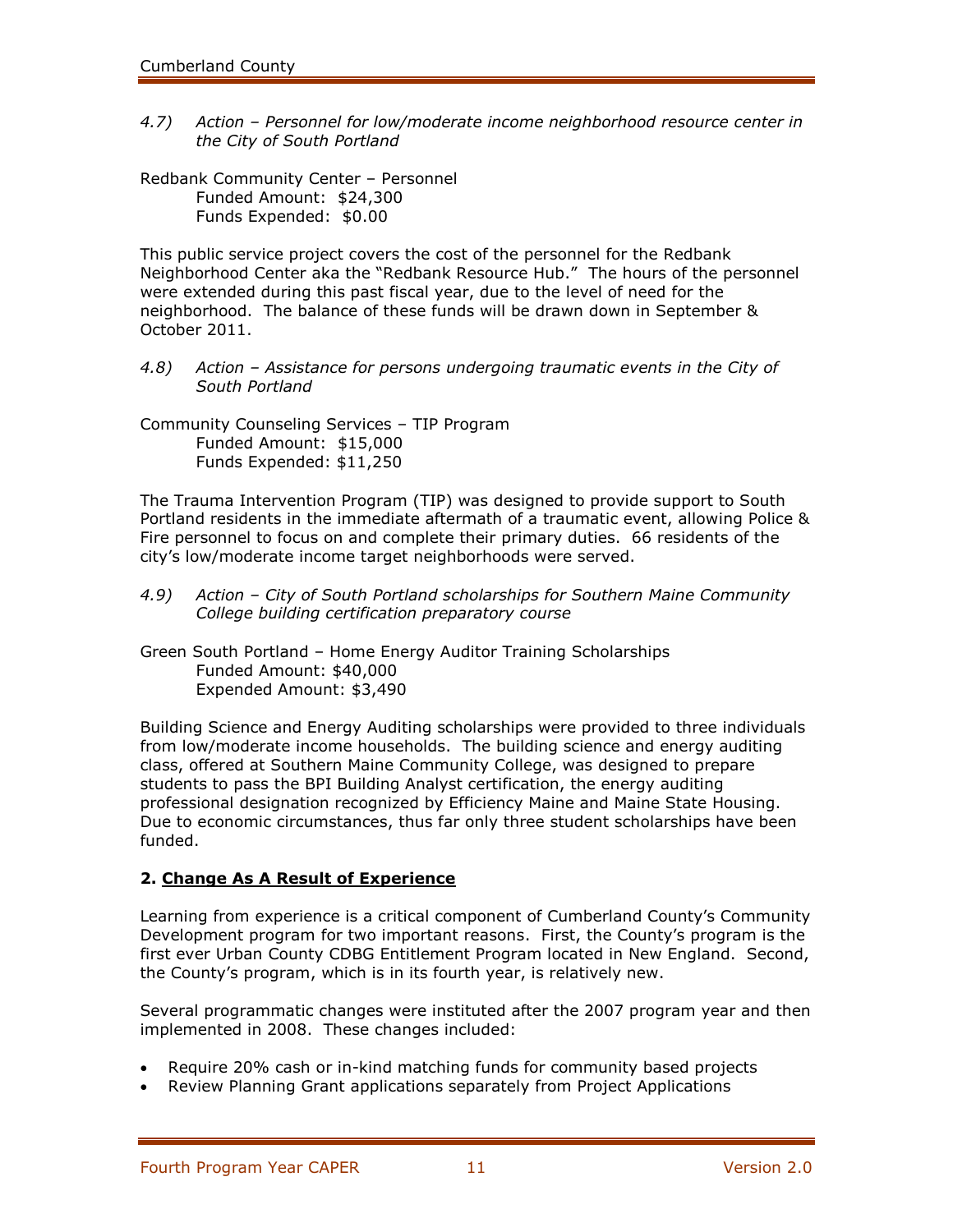*4.7) Action – Personnel for low/moderate income neighborhood resource center in the City of South Portland*

Redbank Community Center – Personnel
Funded Amount: $24,300
Funds Expended: $0.00

This public service project covers the cost of the personnel for the Redbank Neighborhood Center aka the "Redbank Resource Hub." The hours of the personnel were extended during this past fiscal year, due to the level of need for the neighborhood. The balance of these funds will be drawn down in September & October 2011.

*4.8) Action – Assistance for persons undergoing traumatic events in the City of South Portland*

Community Counseling Services – TIP Program
Funded Amount: $15,000
Funds Expended: $11,250

The Trauma Intervention Program (TIP) was designed to provide support to South Portland residents in the immediate aftermath of a traumatic event, allowing Police & Fire personnel to focus on and complete their primary duties. 66 residents of the city's low/moderate income target neighborhoods were served.

*4.9) Action – City of South Portland scholarships for Southern Maine Community College building certification preparatory course*

Green South Portland – Home Energy Auditor Training Scholarships
Funded Amount: $40,000
Expended Amount: $3,490

Building Science and Energy Auditing scholarships were provided to three individuals from low/moderate income households. The building science and energy auditing class, offered at Southern Maine Community College, was designed to prepare students to pass the BPI Building Analyst certification, the energy auditing professional designation recognized by Efficiency Maine and Maine State Housing. Due to economic circumstances, thus far only three student scholarships have been funded.

**2. Change As A Result of Experience**

Learning from experience is a critical component of Cumberland County's Community Development program for two important reasons. First, the County's program is the first ever Urban County CDBG Entitlement Program located in New England. Second, the County's program, which is in its fourth year, is relatively new.

Several programmatic changes were instituted after the 2007 program year and then implemented in 2008. These changes included:

- Require 20% cash or in-kind matching funds for community based projects
- Review Planning Grant applications separately from Project Applications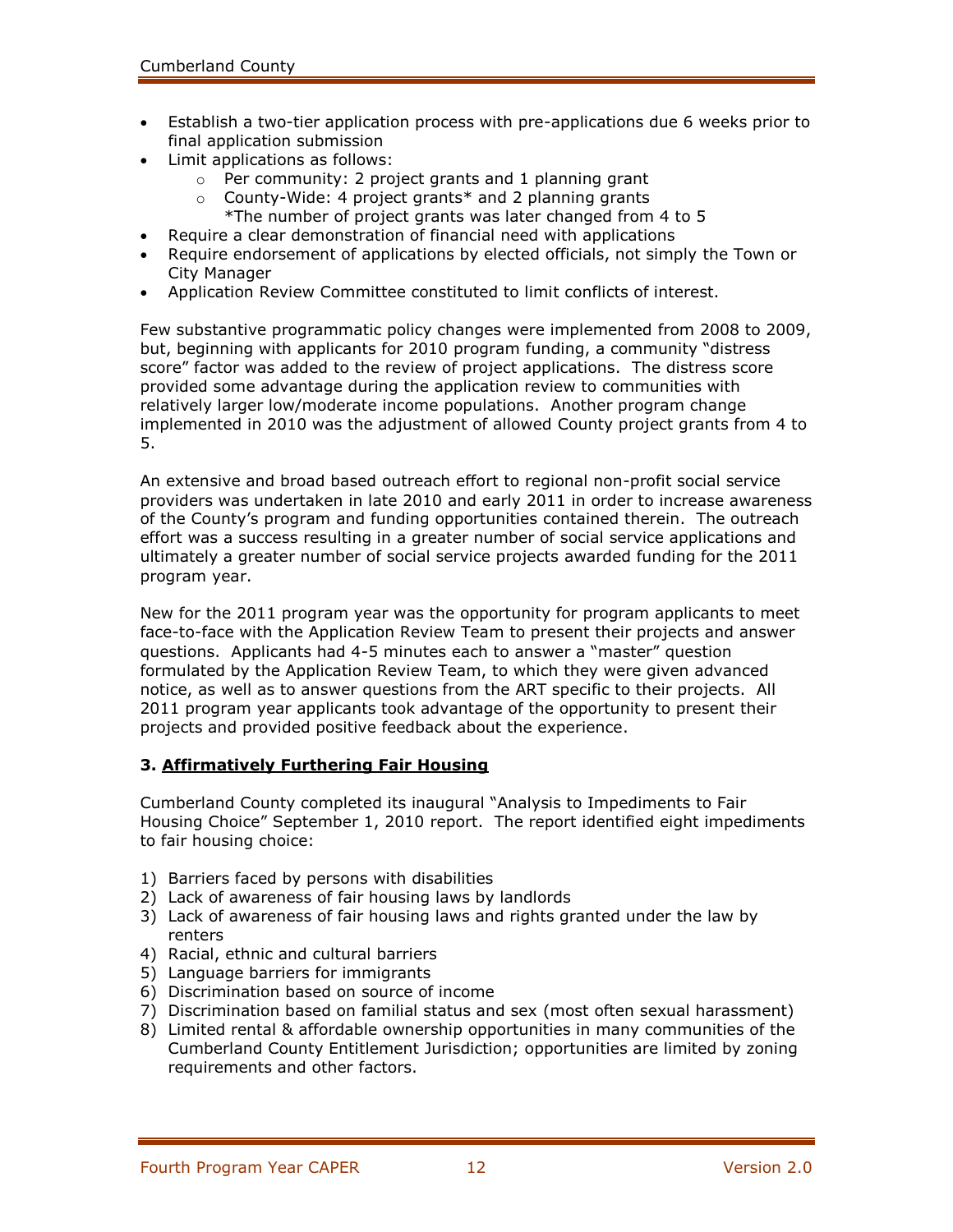- Establish a two-tier application process with pre-applications due 6 weeks prior to final application submission
- Limit applications as follows:
  - Per community: 2 project grants and 1 planning grant
  - County-Wide: 4 project grants* and 2 planning grants
    *The number of project grants was later changed from 4 to 5
- Require a clear demonstration of financial need with applications
- Require endorsement of applications by elected officials, not simply the Town or City Manager
- Application Review Committee constituted to limit conflicts of interest.

Few substantive programmatic policy changes were implemented from 2008 to 2009, but, beginning with applicants for 2010 program funding, a community "distress score" factor was added to the review of project applications. The distress score provided some advantage during the application review to communities with relatively larger low/moderate income populations. Another program change implemented in 2010 was the adjustment of allowed County project grants from 4 to 5.

An extensive and broad based outreach effort to regional non-profit social service providers was undertaken in late 2010 and early 2011 in order to increase awareness of the County's program and funding opportunities contained therein. The outreach effort was a success resulting in a greater number of social service applications and ultimately a greater number of social service projects awarded funding for the 2011 program year.

New for the 2011 program year was the opportunity for program applicants to meet face-to-face with the Application Review Team to present their projects and answer questions. Applicants had 4-5 minutes each to answer a "master" question formulated by the Application Review Team, to which they were given advanced notice, as well as to answer questions from the ART specific to their projects. All 2011 program year applicants took advantage of the opportunity to present their projects and provided positive feedback about the experience.

### 3. Affirmatively Furthering Fair Housing

Cumberland County completed its inaugural "Analysis to Impediments to Fair Housing Choice" September 1, 2010 report. The report identified eight impediments to fair housing choice:

1) Barriers faced by persons with disabilities
2) Lack of awareness of fair housing laws by landlords
3) Lack of awareness of fair housing laws and rights granted under the law by renters
4) Racial, ethnic and cultural barriers
5) Language barriers for immigrants
6) Discrimination based on source of income
7) Discrimination based on familial status and sex (most often sexual harassment)
8) Limited rental & affordable ownership opportunities in many communities of the Cumberland County Entitlement Jurisdiction; opportunities are limited by zoning requirements and other factors.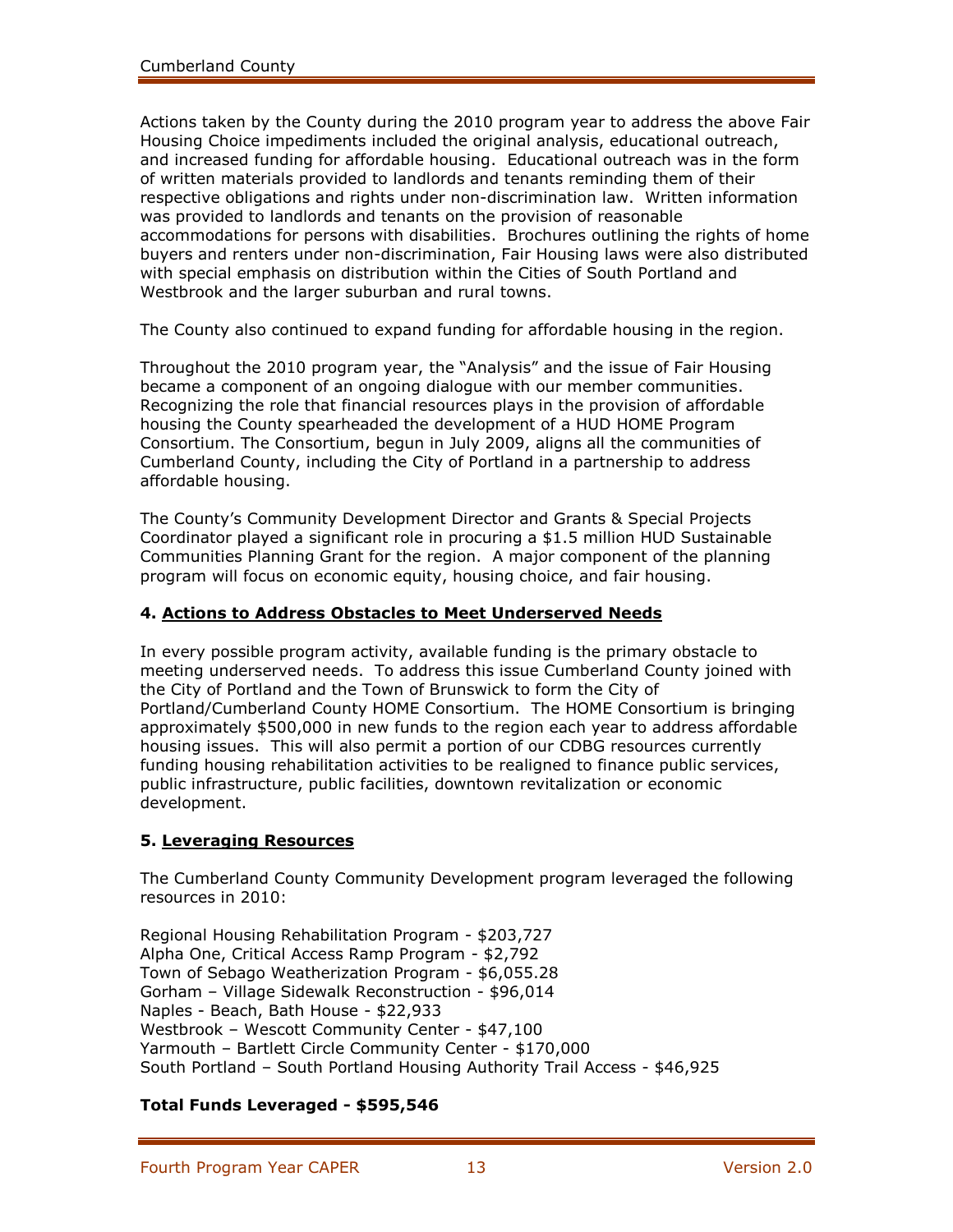Actions taken by the County during the 2010 program year to address the above Fair Housing Choice impediments included the original analysis, educational outreach, and increased funding for affordable housing. Educational outreach was in the form of written materials provided to landlords and tenants reminding them of their respective obligations and rights under non-discrimination law. Written information was provided to landlords and tenants on the provision of reasonable accommodations for persons with disabilities. Brochures outlining the rights of home buyers and renters under non-discrimination, Fair Housing laws were also distributed with special emphasis on distribution within the Cities of South Portland and Westbrook and the larger suburban and rural towns.

The County also continued to expand funding for affordable housing in the region.

Throughout the 2010 program year, the "Analysis" and the issue of Fair Housing became a component of an ongoing dialogue with our member communities. Recognizing the role that financial resources plays in the provision of affordable housing the County spearheaded the development of a HUD HOME Program Consortium. The Consortium, begun in July 2009, aligns all the communities of Cumberland County, including the City of Portland in a partnership to address affordable housing.

The County's Community Development Director and Grants & Special Projects Coordinator played a significant role in procuring a $1.5 million HUD Sustainable Communities Planning Grant for the region. A major component of the planning program will focus on economic equity, housing choice, and fair housing.

**4. Actions to Address Obstacles to Meet Underserved Needs**

In every possible program activity, available funding is the primary obstacle to meeting underserved needs. To address this issue Cumberland County joined with the City of Portland and the Town of Brunswick to form the City of Portland/Cumberland County HOME Consortium. The HOME Consortium is bringing approximately $500,000 in new funds to the region each year to address affordable housing issues. This will also permit a portion of our CDBG resources currently funding housing rehabilitation activities to be realigned to finance public services, public infrastructure, public facilities, downtown revitalization or economic development.

**5. Leveraging Resources**

The Cumberland County Community Development program leveraged the following resources in 2010:

Regional Housing Rehabilitation Program - $203,727
Alpha One, Critical Access Ramp Program - $2,792
Town of Sebago Weatherization Program - $6,055.28
Gorham – Village Sidewalk Reconstruction - $96,014
Naples - Beach, Bath House - $22,933
Westbrook – Wescott Community Center - $47,100
Yarmouth – Bartlett Circle Community Center - $170,000
South Portland – South Portland Housing Authority Trail Access - $46,925

**Total Funds Leveraged - $595,546**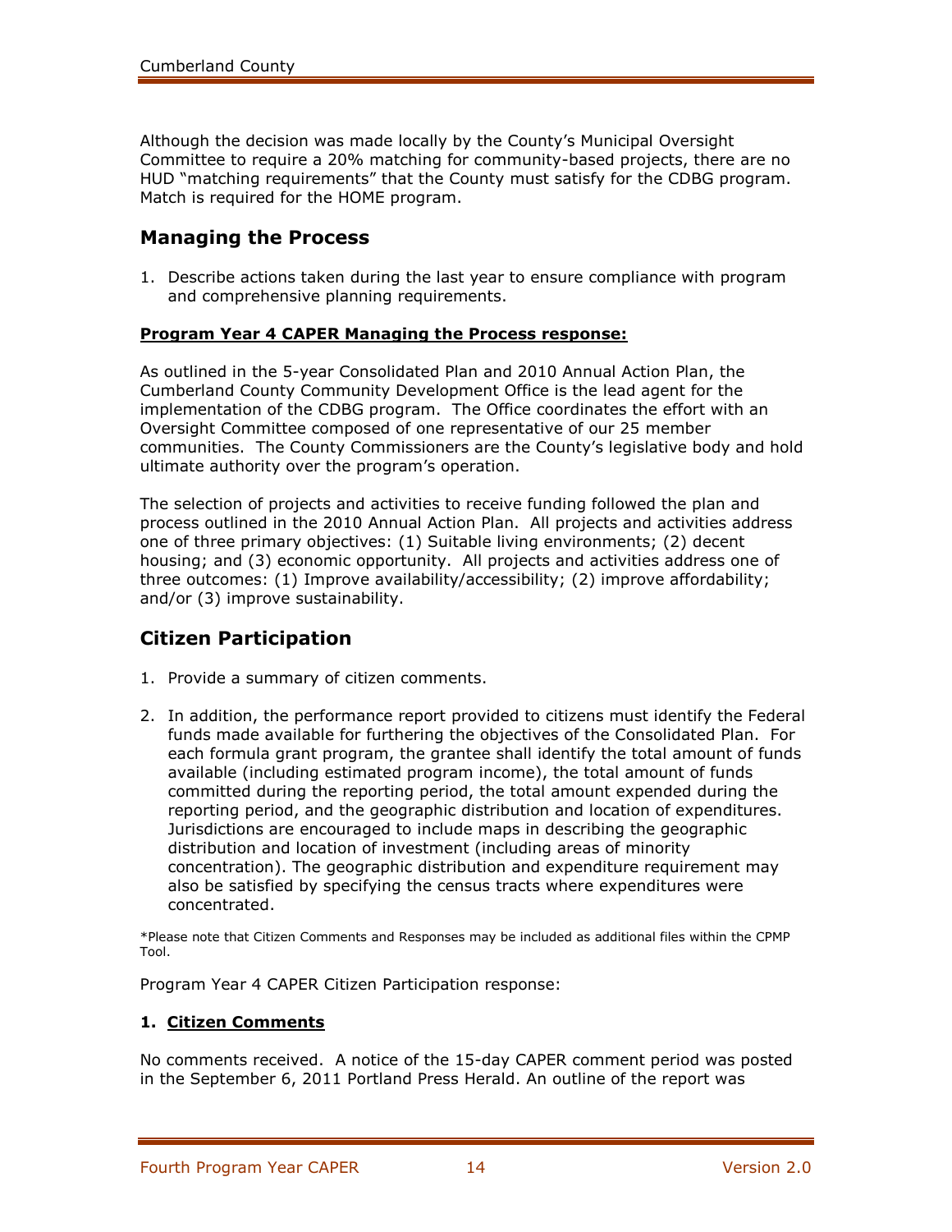Although the decision was made locally by the County's Municipal Oversight Committee to require a 20% matching for community-based projects, there are no HUD "matching requirements" that the County must satisfy for the CDBG program. Match is required for the HOME program.

## Managing the Process

1. Describe actions taken during the last year to ensure compliance with program and comprehensive planning requirements.

**Program Year 4 CAPER Managing the Process response:**

As outlined in the 5-year Consolidated Plan and 2010 Annual Action Plan, the Cumberland County Community Development Office is the lead agent for the implementation of the CDBG program. The Office coordinates the effort with an Oversight Committee composed of one representative of our 25 member communities. The County Commissioners are the County's legislative body and hold ultimate authority over the program's operation.

The selection of projects and activities to receive funding followed the plan and process outlined in the 2010 Annual Action Plan. All projects and activities address one of three primary objectives: (1) Suitable living environments; (2) decent housing; and (3) economic opportunity. All projects and activities address one of three outcomes: (1) Improve availability/accessibility; (2) improve affordability; and/or (3) improve sustainability.

## Citizen Participation

1. Provide a summary of citizen comments.
2. In addition, the performance report provided to citizens must identify the Federal funds made available for furthering the objectives of the Consolidated Plan. For each formula grant program, the grantee shall identify the total amount of funds available (including estimated program income), the total amount of funds committed during the reporting period, the total amount expended during the reporting period, and the geographic distribution and location of expenditures. Jurisdictions are encouraged to include maps in describing the geographic distribution and location of investment (including areas of minority concentration). The geographic distribution and expenditure requirement may also be satisfied by specifying the census tracts where expenditures were concentrated.

*Please note that Citizen Comments and Responses may be included as additional files within the CPMP Tool.

Program Year 4 CAPER Citizen Participation response:

### 1. Citizen Comments

No comments received. A notice of the 15-day CAPER comment period was posted in the September 6, 2011 Portland Press Herald. An outline of the report was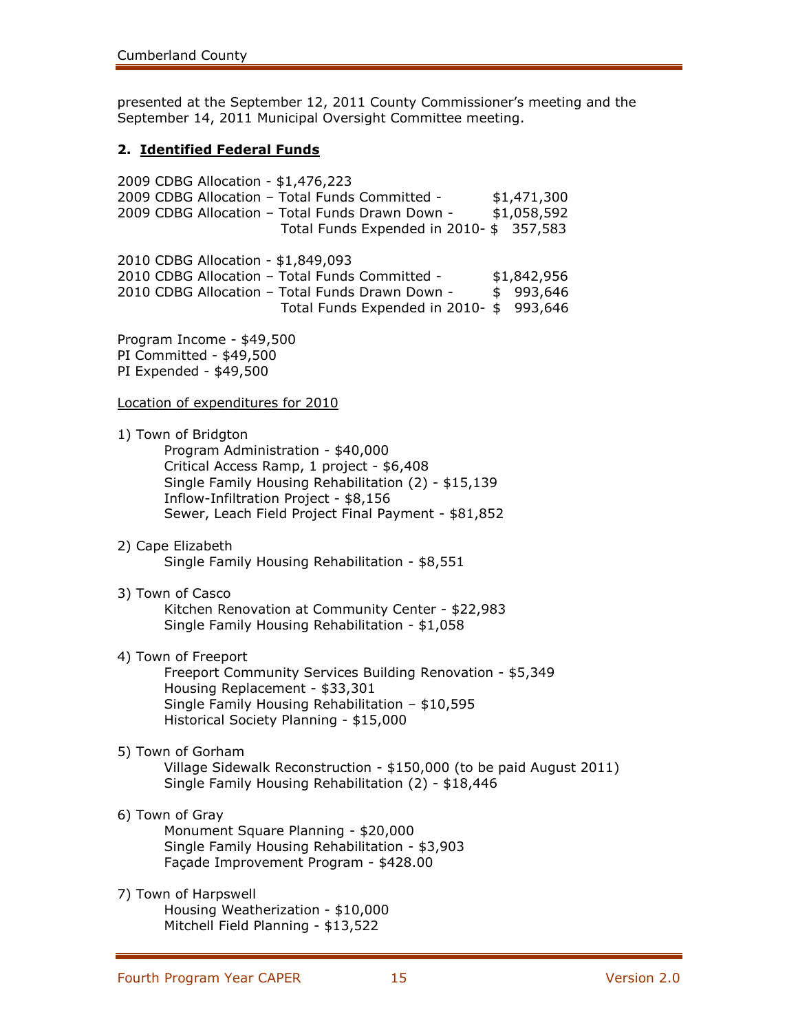presented at the September 12, 2011 County Commissioner's meeting and the September 14, 2011 Municipal Oversight Committee meeting.

**2. Identified Federal Funds**

2009 CDBG Allocation - $1,476,223
2009 CDBG Allocation – Total Funds Committed - $1,471,300
2009 CDBG Allocation – Total Funds Drawn Down - $1,058,592
Total Funds Expended in 2010- $ 357,583

2010 CDBG Allocation - $1,849,093
2010 CDBG Allocation – Total Funds Committed - $1,842,956
2010 CDBG Allocation – Total Funds Drawn Down - $ 993,646
Total Funds Expended in 2010- $ 993,646

Program Income - $49,500
PI Committed - $49,500
PI Expended - $49,500

Location of expenditures for 2010

1) Town of Bridgton
   - Program Administration - $40,000
   - Critical Access Ramp, 1 project - $6,408
   - Single Family Housing Rehabilitation (2) - $15,139
   - Inflow-Infiltration Project - $8,156
   - Sewer, Leach Field Project Final Payment - $81,852

2) Cape Elizabeth
   - Single Family Housing Rehabilitation - $8,551

3) Town of Casco
   - Kitchen Renovation at Community Center - $22,983
   - Single Family Housing Rehabilitation - $1,058

4) Town of Freeport
   - Freeport Community Services Building Renovation - $5,349
   - Housing Replacement - $33,301
   - Single Family Housing Rehabilitation – $10,595
   - Historical Society Planning - $15,000

5) Town of Gorham
   - Village Sidewalk Reconstruction - $150,000 (to be paid August 2011)
   - Single Family Housing Rehabilitation (2) - $18,446

6) Town of Gray
   - Monument Square Planning - $20,000
   - Single Family Housing Rehabilitation - $3,903
   - Façade Improvement Program - $428.00

7) Town of Harpswell
   - Housing Weatherization - $10,000
   - Mitchell Field Planning - $13,522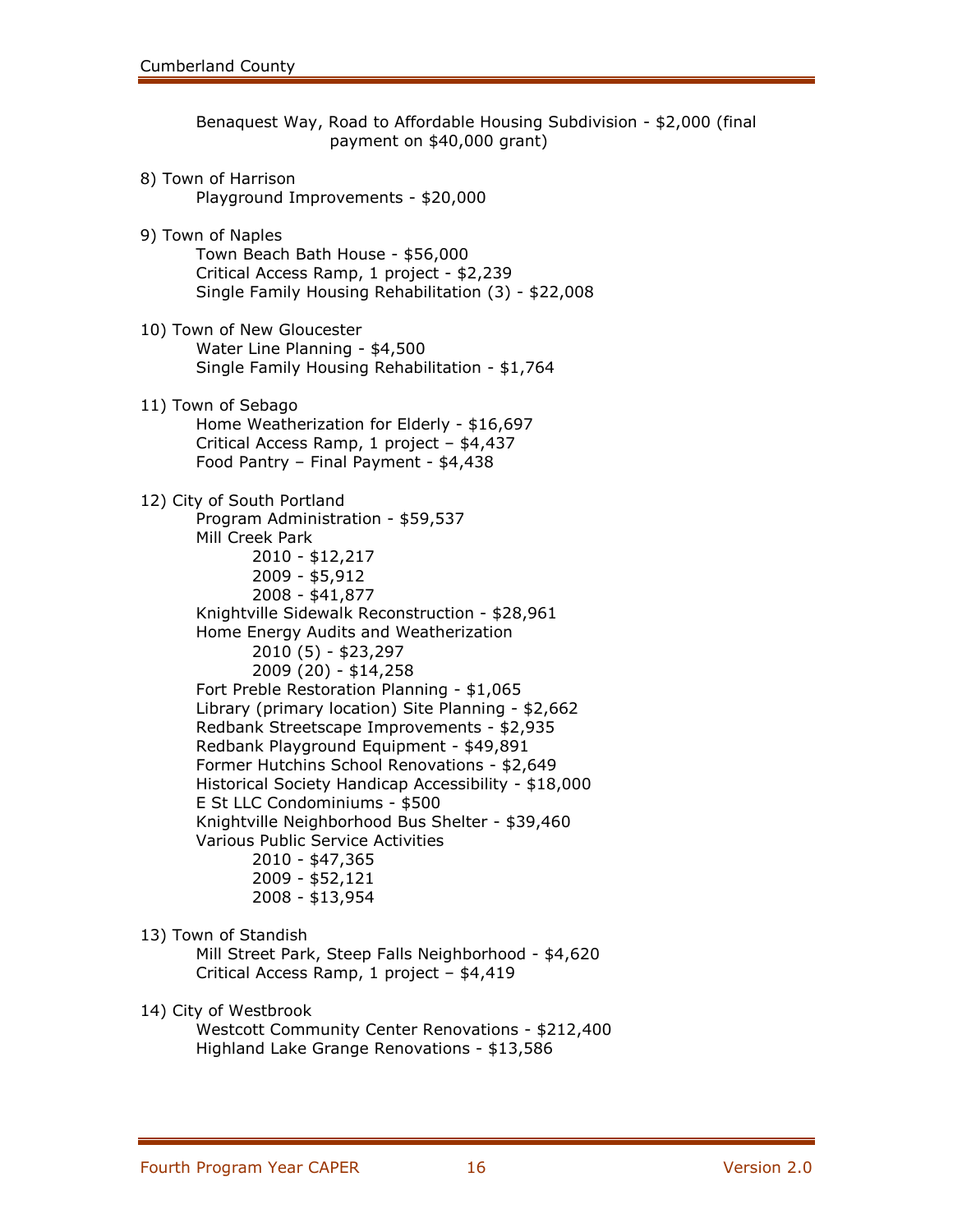Benaquest Way, Road to Affordable Housing Subdivision - $2,000 (final payment on $40,000 grant)

8) Town of Harrison
   - Playground Improvements - $20,000

9) Town of Naples
   - Town Beach Bath House - $56,000
   - Critical Access Ramp, 1 project - $2,239
   - Single Family Housing Rehabilitation (3) - $22,008

10) Town of New Gloucester
    - Water Line Planning - $4,500
    - Single Family Housing Rehabilitation - $1,764

11) Town of Sebago
    - Home Weatherization for Elderly - $16,697
    - Critical Access Ramp, 1 project – $4,437
    - Food Pantry – Final Payment - $4,438

12) City of South Portland
    - Program Administration - $59,537
    - Mill Creek Park
      - 2010 - $12,217
      - 2009 - $5,912
      - 2008 - $41,877
    - Knightville Sidewalk Reconstruction - $28,961
    - Home Energy Audits and Weatherization
      - 2010 (5) - $23,297
      - 2009 (20) - $14,258
    - Fort Preble Restoration Planning - $1,065
    - Library (primary location) Site Planning - $2,662
    - Redbank Streetscape Improvements - $2,935
    - Redbank Playground Equipment - $49,891
    - Former Hutchins School Renovations - $2,649
    - Historical Society Handicap Accessibility - $18,000
    - E St LLC Condominiums - $500
    - Knightville Neighborhood Bus Shelter - $39,460
    - Various Public Service Activities
      - 2010 - $47,365
      - 2009 - $52,121
      - 2008 - $13,954

13) Town of Standish
    - Mill Street Park, Steep Falls Neighborhood - $4,620
    - Critical Access Ramp, 1 project – $4,419

14) City of Westbrook
    - Westcott Community Center Renovations - $212,400
    - Highland Lake Grange Renovations - $13,586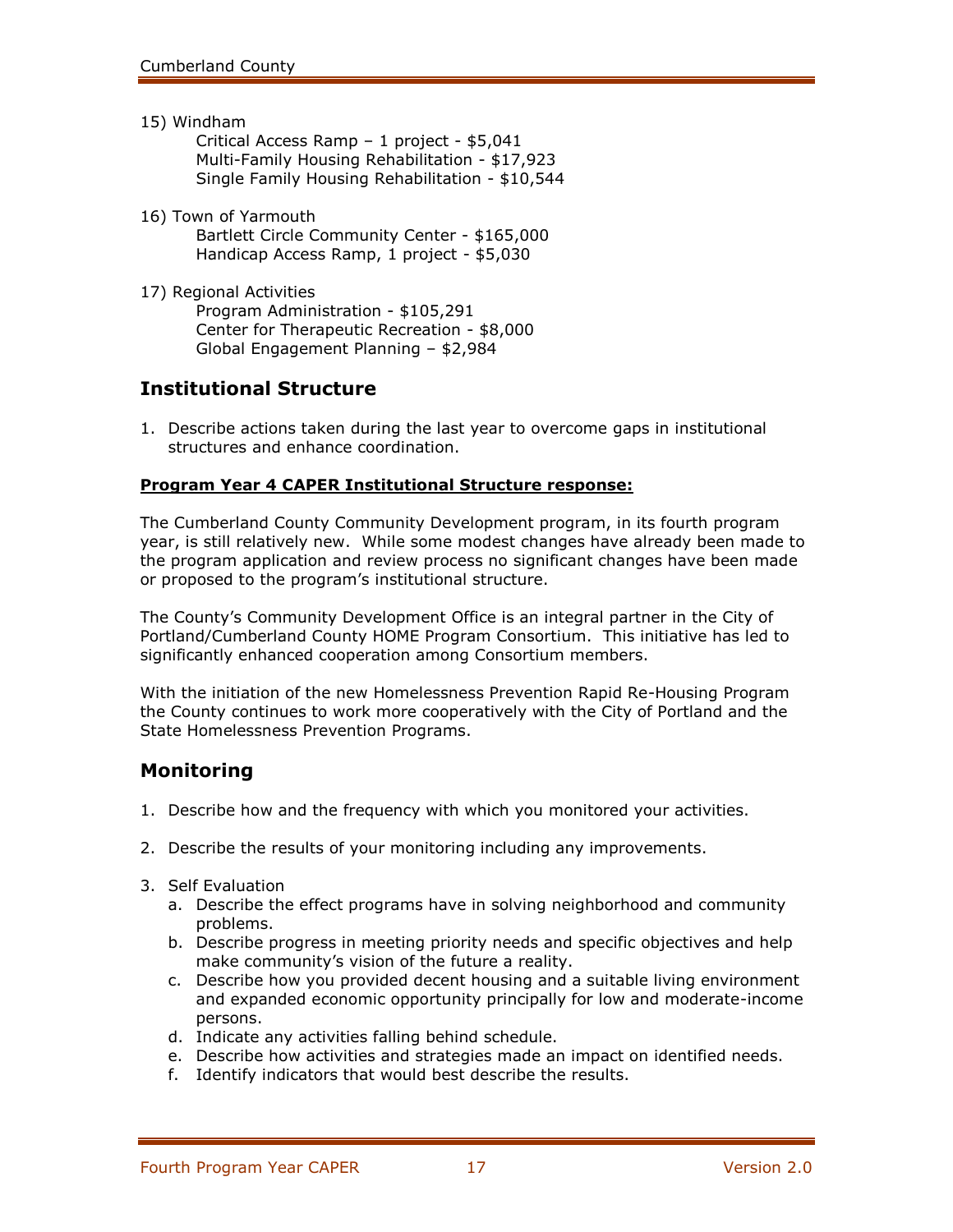15) Windham
    - Critical Access Ramp – 1 project - $5,041
    - Multi-Family Housing Rehabilitation - $17,923
    - Single Family Housing Rehabilitation - $10,544

16) Town of Yarmouth
    - Bartlett Circle Community Center - $165,000
    - Handicap Access Ramp, 1 project - $5,030

17) Regional Activities
    - Program Administration - $105,291
    - Center for Therapeutic Recreation - $8,000
    - Global Engagement Planning – $2,984

## Institutional Structure

1. Describe actions taken during the last year to overcome gaps in institutional structures and enhance coordination.

**Program Year 4 CAPER Institutional Structure response:**

The Cumberland County Community Development program, in its fourth program year, is still relatively new. While some modest changes have already been made to the program application and review process no significant changes have been made or proposed to the program's institutional structure.

The County's Community Development Office is an integral partner in the City of Portland/Cumberland County HOME Program Consortium. This initiative has led to significantly enhanced cooperation among Consortium members.

With the initiation of the new Homelessness Prevention Rapid Re-Housing Program the County continues to work more cooperatively with the City of Portland and the State Homelessness Prevention Programs.

## Monitoring

1. Describe how and the frequency with which you monitored your activities.
2. Describe the results of your monitoring including any improvements.
3. Self Evaluation
   a. Describe the effect programs have in solving neighborhood and community problems.
   b. Describe progress in meeting priority needs and specific objectives and help make community's vision of the future a reality.
   c. Describe how you provided decent housing and a suitable living environment and expanded economic opportunity principally for low and moderate-income persons.
   d. Indicate any activities falling behind schedule.
   e. Describe how activities and strategies made an impact on identified needs.
   f. Identify indicators that would best describe the results.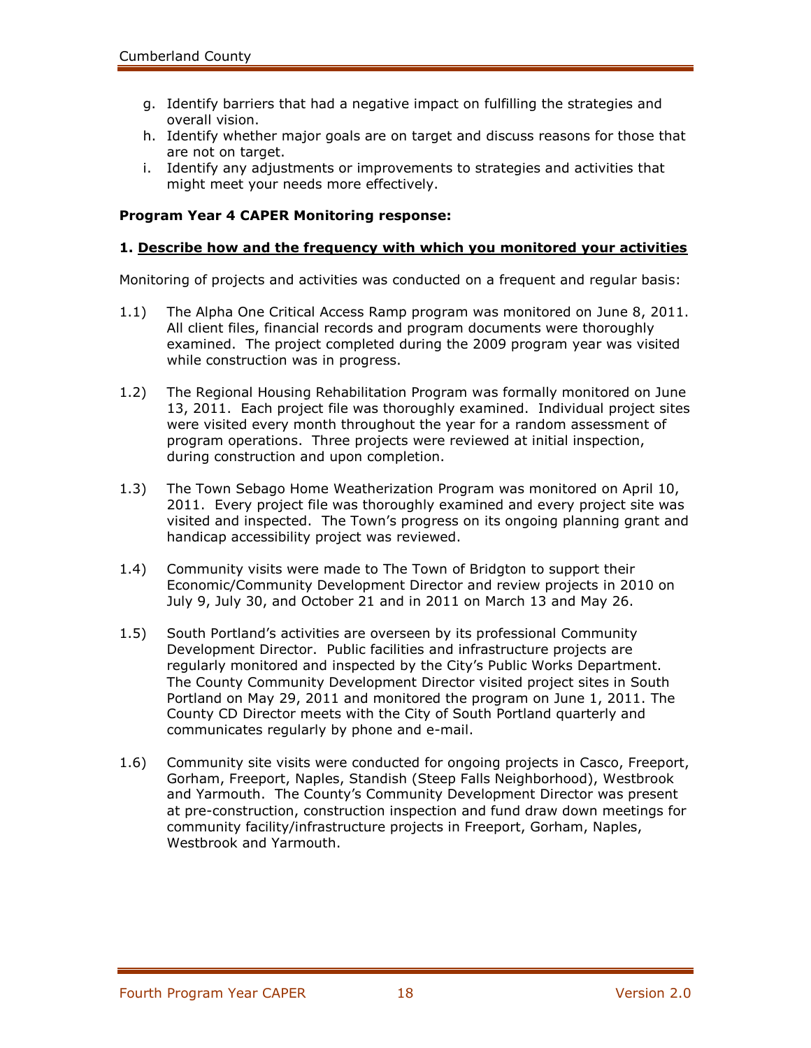g. Identify barriers that had a negative impact on fulfilling the strategies and overall vision.
h. Identify whether major goals are on target and discuss reasons for those that are not on target.
i. Identify any adjustments or improvements to strategies and activities that might meet your needs more effectively.

**Program Year 4 CAPER Monitoring response:**

**1. <u>Describe how and the frequency with which you monitored your activities</u>**

Monitoring of projects and activities was conducted on a frequent and regular basis:

1.1) The Alpha One Critical Access Ramp program was monitored on June 8, 2011. All client files, financial records and program documents were thoroughly examined. The project completed during the 2009 program year was visited while construction was in progress.

1.2) The Regional Housing Rehabilitation Program was formally monitored on June 13, 2011. Each project file was thoroughly examined. Individual project sites were visited every month throughout the year for a random assessment of program operations. Three projects were reviewed at initial inspection, during construction and upon completion.

1.3) The Town Sebago Home Weatherization Program was monitored on April 10, 2011. Every project file was thoroughly examined and every project site was visited and inspected. The Town's progress on its ongoing planning grant and handicap accessibility project was reviewed.

1.4) Community visits were made to The Town of Bridgton to support their Economic/Community Development Director and review projects in 2010 on July 9, July 30, and October 21 and in 2011 on March 13 and May 26.

1.5) South Portland's activities are overseen by its professional Community Development Director. Public facilities and infrastructure projects are regularly monitored and inspected by the City's Public Works Department. The County Community Development Director visited project sites in South Portland on May 29, 2011 and monitored the program on June 1, 2011. The County CD Director meets with the City of South Portland quarterly and communicates regularly by phone and e-mail.

1.6) Community site visits were conducted for ongoing projects in Casco, Freeport, Gorham, Freeport, Naples, Standish (Steep Falls Neighborhood), Westbrook and Yarmouth. The County's Community Development Director was present at pre-construction, construction inspection and fund draw down meetings for community facility/infrastructure projects in Freeport, Gorham, Naples, Westbrook and Yarmouth.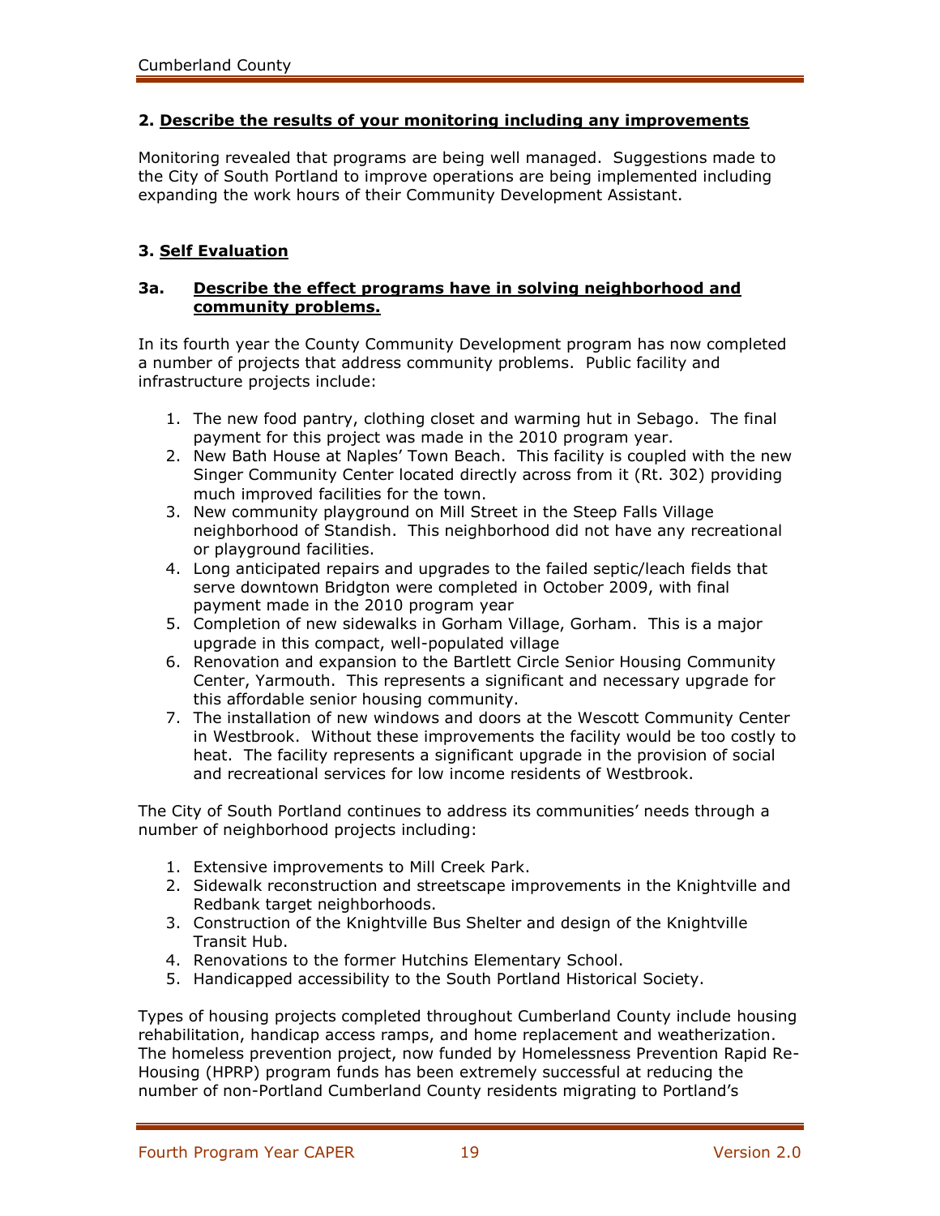### 2. Describe the results of your monitoring including any improvements

Monitoring revealed that programs are being well managed. Suggestions made to the City of South Portland to improve operations are being implemented including expanding the work hours of their Community Development Assistant.

### 3. Self Evaluation

#### 3a. Describe the effect programs have in solving neighborhood and community problems.

In its fourth year the County Community Development program has now completed a number of projects that address community problems. Public facility and infrastructure projects include:

1. The new food pantry, clothing closet and warming hut in Sebago. The final payment for this project was made in the 2010 program year.
2. New Bath House at Naples' Town Beach. This facility is coupled with the new Singer Community Center located directly across from it (Rt. 302) providing much improved facilities for the town.
3. New community playground on Mill Street in the Steep Falls Village neighborhood of Standish. This neighborhood did not have any recreational or playground facilities.
4. Long anticipated repairs and upgrades to the failed septic/leach fields that serve downtown Bridgton were completed in October 2009, with final payment made in the 2010 program year
5. Completion of new sidewalks in Gorham Village, Gorham. This is a major upgrade in this compact, well-populated village
6. Renovation and expansion to the Bartlett Circle Senior Housing Community Center, Yarmouth. This represents a significant and necessary upgrade for this affordable senior housing community.
7. The installation of new windows and doors at the Wescott Community Center in Westbrook. Without these improvements the facility would be too costly to heat. The facility represents a significant upgrade in the provision of social and recreational services for low income residents of Westbrook.

The City of South Portland continues to address its communities' needs through a number of neighborhood projects including:

1. Extensive improvements to Mill Creek Park.
2. Sidewalk reconstruction and streetscape improvements in the Knightville and Redbank target neighborhoods.
3. Construction of the Knightville Bus Shelter and design of the Knightville Transit Hub.
4. Renovations to the former Hutchins Elementary School.
5. Handicapped accessibility to the South Portland Historical Society.

Types of housing projects completed throughout Cumberland County include housing rehabilitation, handicap access ramps, and home replacement and weatherization. The homeless prevention project, now funded by Homelessness Prevention Rapid Re-Housing (HPRP) program funds has been extremely successful at reducing the number of non-Portland Cumberland County residents migrating to Portland's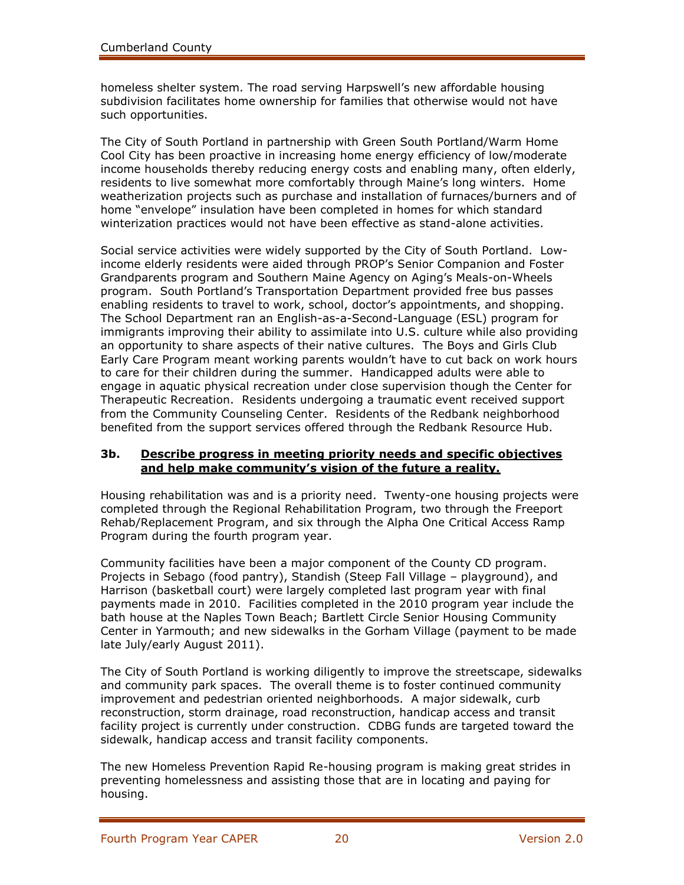homeless shelter system. The road serving Harpswell's new affordable housing subdivision facilitates home ownership for families that otherwise would not have such opportunities.

The City of South Portland in partnership with Green South Portland/Warm Home Cool City has been proactive in increasing home energy efficiency of low/moderate income households thereby reducing energy costs and enabling many, often elderly, residents to live somewhat more comfortably through Maine's long winters. Home weatherization projects such as purchase and installation of furnaces/burners and of home "envelope" insulation have been completed in homes for which standard winterization practices would not have been effective as stand-alone activities.

Social service activities were widely supported by the City of South Portland. Low-income elderly residents were aided through PROP's Senior Companion and Foster Grandparents program and Southern Maine Agency on Aging's Meals-on-Wheels program. South Portland's Transportation Department provided free bus passes enabling residents to travel to work, school, doctor's appointments, and shopping. The School Department ran an English-as-a-Second-Language (ESL) program for immigrants improving their ability to assimilate into U.S. culture while also providing an opportunity to share aspects of their native cultures. The Boys and Girls Club Early Care Program meant working parents wouldn't have to cut back on work hours to care for their children during the summer. Handicapped adults were able to engage in aquatic physical recreation under close supervision though the Center for Therapeutic Recreation. Residents undergoing a traumatic event received support from the Community Counseling Center. Residents of the Redbank neighborhood benefited from the support services offered through the Redbank Resource Hub.

**3b. Describe progress in meeting priority needs and specific objectives and help make community's vision of the future a reality.**

Housing rehabilitation was and is a priority need. Twenty-one housing projects were completed through the Regional Rehabilitation Program, two through the Freeport Rehab/Replacement Program, and six through the Alpha One Critical Access Ramp Program during the fourth program year.

Community facilities have been a major component of the County CD program. Projects in Sebago (food pantry), Standish (Steep Fall Village – playground), and Harrison (basketball court) were largely completed last program year with final payments made in 2010. Facilities completed in the 2010 program year include the bath house at the Naples Town Beach; Bartlett Circle Senior Housing Community Center in Yarmouth; and new sidewalks in the Gorham Village (payment to be made late July/early August 2011).

The City of South Portland is working diligently to improve the streetscape, sidewalks and community park spaces. The overall theme is to foster continued community improvement and pedestrian oriented neighborhoods. A major sidewalk, curb reconstruction, storm drainage, road reconstruction, handicap access and transit facility project is currently under construction. CDBG funds are targeted toward the sidewalk, handicap access and transit facility components.

The new Homeless Prevention Rapid Re-housing program is making great strides in preventing homelessness and assisting those that are in locating and paying for housing.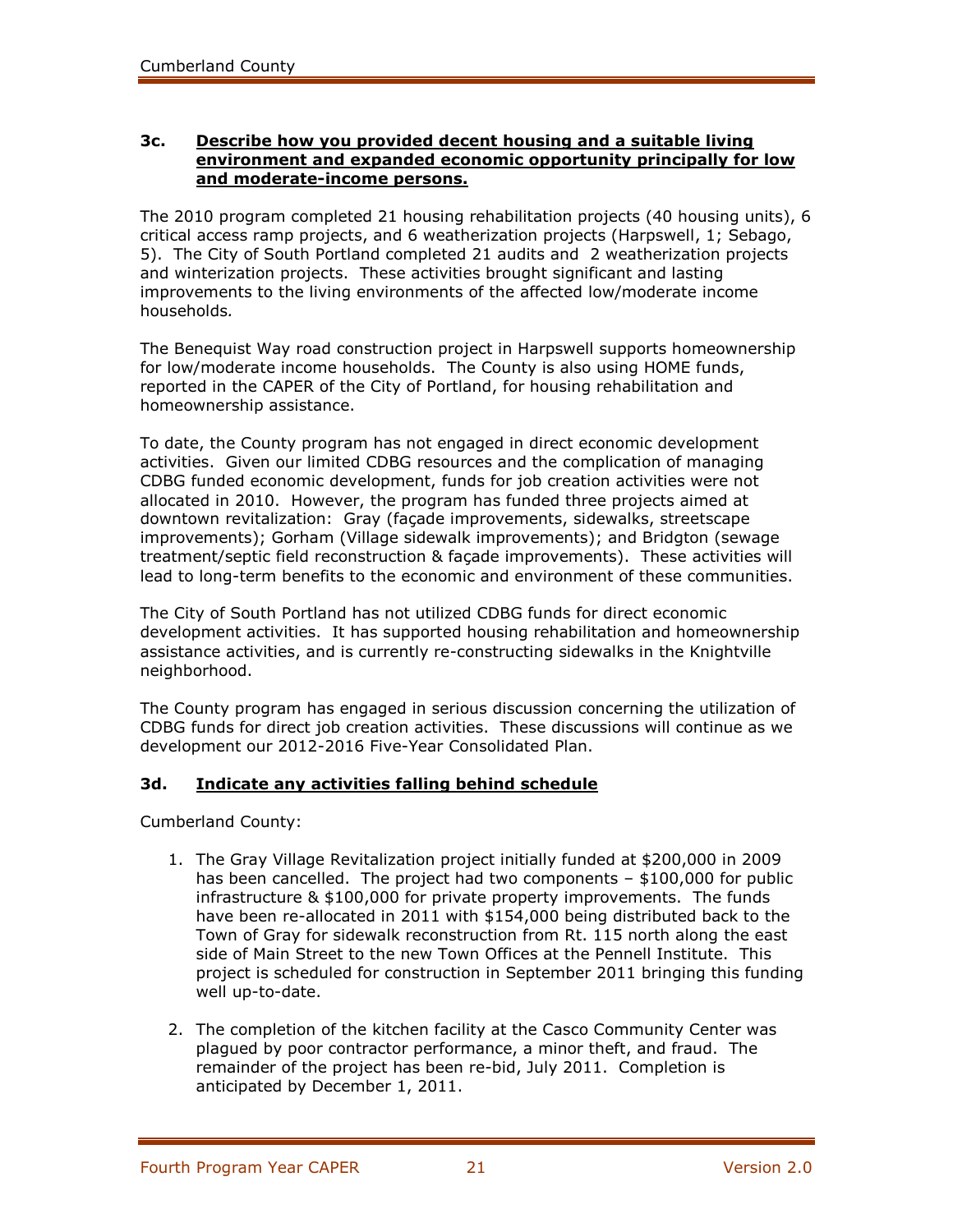### 3c. Describe how you provided decent housing and a suitable living environment and expanded economic opportunity principally for low and moderate-income persons.

The 2010 program completed 21 housing rehabilitation projects (40 housing units), 6 critical access ramp projects, and 6 weatherization projects (Harpswell, 1; Sebago, 5). The City of South Portland completed 21 audits and 2 weatherization projects and winterization projects. These activities brought significant and lasting improvements to the living environments of the affected low/moderate income households.

The Benequist Way road construction project in Harpswell supports homeownership for low/moderate income households. The County is also using HOME funds, reported in the CAPER of the City of Portland, for housing rehabilitation and homeownership assistance.

To date, the County program has not engaged in direct economic development activities. Given our limited CDBG resources and the complication of managing CDBG funded economic development, funds for job creation activities were not allocated in 2010. However, the program has funded three projects aimed at downtown revitalization: Gray (façade improvements, sidewalks, streetscape improvements); Gorham (Village sidewalk improvements); and Bridgton (sewage treatment/septic field reconstruction & façade improvements). These activities will lead to long-term benefits to the economic and environment of these communities.

The City of South Portland has not utilized CDBG funds for direct economic development activities. It has supported housing rehabilitation and homeownership assistance activities, and is currently re-constructing sidewalks in the Knightville neighborhood.

The County program has engaged in serious discussion concerning the utilization of CDBG funds for direct job creation activities. These discussions will continue as we development our 2012-2016 Five-Year Consolidated Plan.

### 3d. Indicate any activities falling behind schedule

Cumberland County:

1. The Gray Village Revitalization project initially funded at $200,000 in 2009 has been cancelled. The project had two components – $100,000 for public infrastructure & $100,000 for private property improvements. The funds have been re-allocated in 2011 with $154,000 being distributed back to the Town of Gray for sidewalk reconstruction from Rt. 115 north along the east side of Main Street to the new Town Offices at the Pennell Institute. This project is scheduled for construction in September 2011 bringing this funding well up-to-date.

2. The completion of the kitchen facility at the Casco Community Center was plagued by poor contractor performance, a minor theft, and fraud. The remainder of the project has been re-bid, July 2011. Completion is anticipated by December 1, 2011.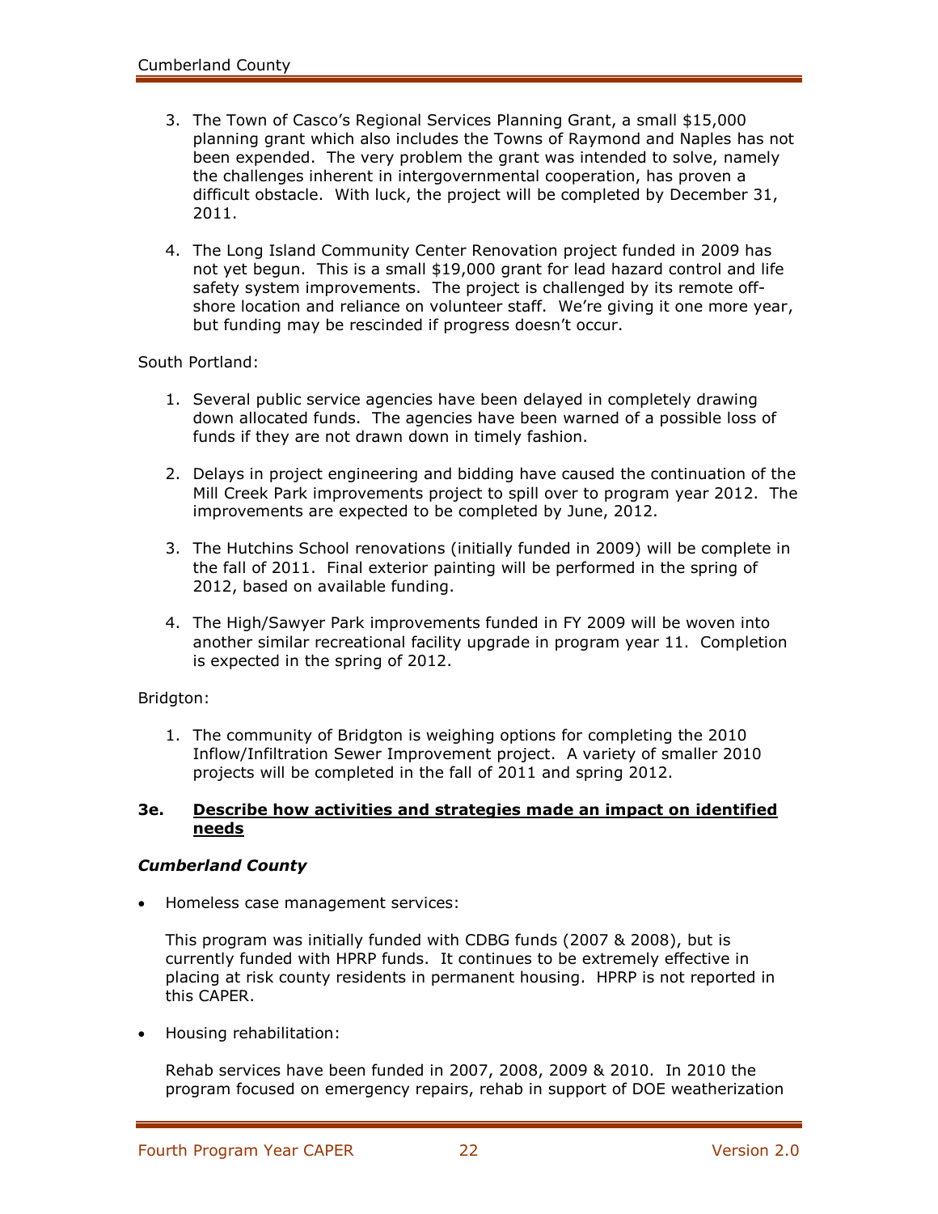3. The Town of Casco's Regional Services Planning Grant, a small $15,000 planning grant which also includes the Towns of Raymond and Naples has not been expended. The very problem the grant was intended to solve, namely the challenges inherent in intergovernmental cooperation, has proven a difficult obstacle. With luck, the project will be completed by December 31, 2011.

4. The Long Island Community Center Renovation project funded in 2009 has not yet begun. This is a small $19,000 grant for lead hazard control and life safety system improvements. The project is challenged by its remote off-shore location and reliance on volunteer staff. We're giving it one more year, but funding may be rescinded if progress doesn't occur.

South Portland:

1. Several public service agencies have been delayed in completely drawing down allocated funds. The agencies have been warned of a possible loss of funds if they are not drawn down in timely fashion.

2. Delays in project engineering and bidding have caused the continuation of the Mill Creek Park improvements project to spill over to program year 2012. The improvements are expected to be completed by June, 2012.

3. The Hutchins School renovations (initially funded in 2009) will be complete in the fall of 2011. Final exterior painting will be performed in the spring of 2012, based on available funding.

4. The High/Sawyer Park improvements funded in FY 2009 will be woven into another similar recreational facility upgrade in program year 11. Completion is expected in the spring of 2012.

Bridgton:

1. The community of Bridgton is weighing options for completing the 2010 Inflow/Infiltration Sewer Improvement project. A variety of smaller 2010 projects will be completed in the fall of 2011 and spring 2012.

### 3e. <u>Describe how activities and strategies made an impact on identified needs</u>

***Cumberland County***

- Homeless case management services:

  This program was initially funded with CDBG funds (2007 & 2008), but is currently funded with HPRP funds. It continues to be extremely effective in placing at risk county residents in permanent housing. HPRP is not reported in this CAPER.

- Housing rehabilitation:

  Rehab services have been funded in 2007, 2008, 2009 & 2010. In 2010 the program focused on emergency repairs, rehab in support of DOE weatherization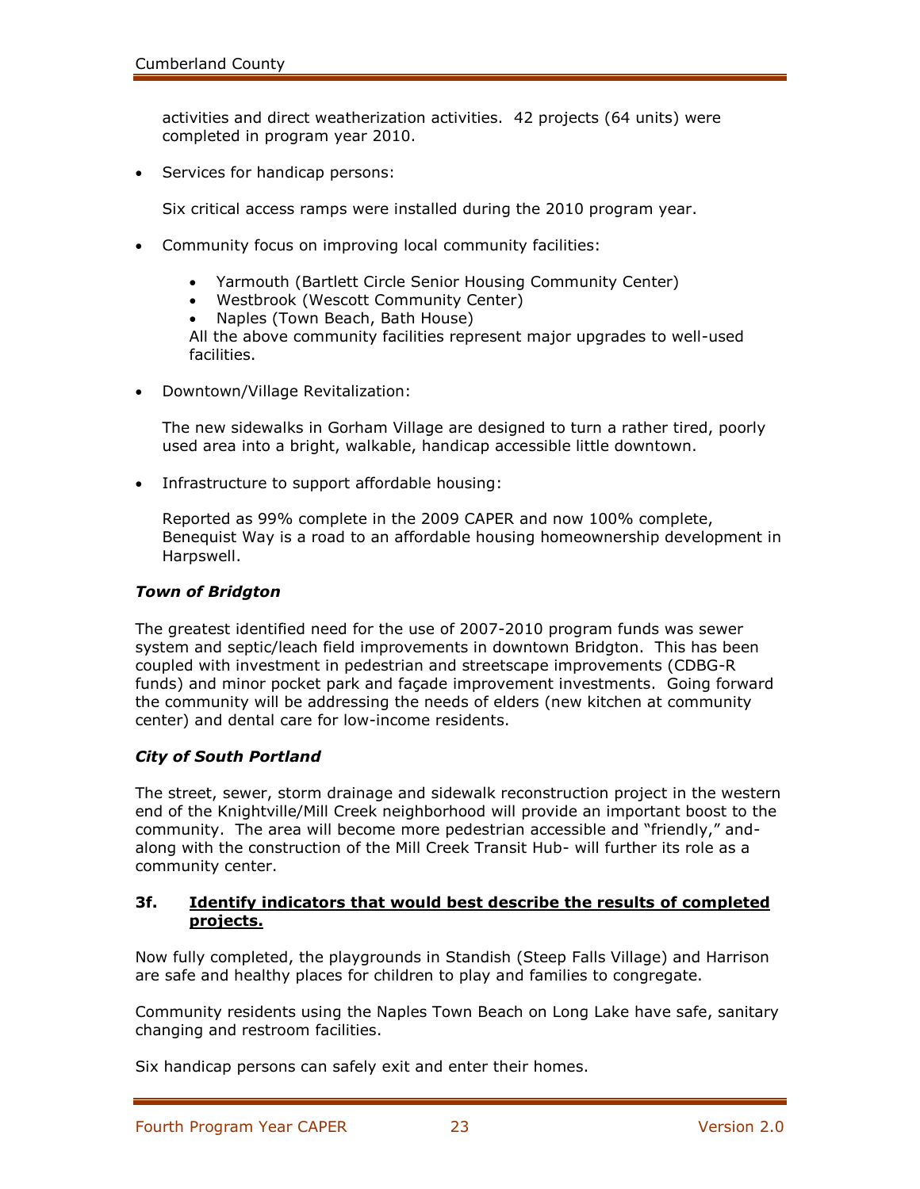activities and direct weatherization activities. 42 projects (64 units) were completed in program year 2010.

- Services for handicap persons:

  Six critical access ramps were installed during the 2010 program year.

- Community focus on improving local community facilities:

  - Yarmouth (Bartlett Circle Senior Housing Community Center)
  - Westbrook (Wescott Community Center)
  - Naples (Town Beach, Bath House)

  All the above community facilities represent major upgrades to well-used facilities.

- Downtown/Village Revitalization:

  The new sidewalks in Gorham Village are designed to turn a rather tired, poorly used area into a bright, walkable, handicap accessible little downtown.

- Infrastructure to support affordable housing:

  Reported as 99% complete in the 2009 CAPER and now 100% complete, Benequist Way is a road to an affordable housing homeownership development in Harpswell.

***Town of Bridgton***

The greatest identified need for the use of 2007-2010 program funds was sewer system and septic/leach field improvements in downtown Bridgton. This has been coupled with investment in pedestrian and streetscape improvements (CDBG-R funds) and minor pocket park and façade improvement investments. Going forward the community will be addressing the needs of elders (new kitchen at community center) and dental care for low-income residents.

***City of South Portland***

The street, sewer, storm drainage and sidewalk reconstruction project in the western end of the Knightville/Mill Creek neighborhood will provide an important boost to the community. The area will become more pedestrian accessible and "friendly," and- along with the construction of the Mill Creek Transit Hub- will further its role as a community center.

**3f. <u>Identify indicators that would best describe the results of completed projects.</u>**

Now fully completed, the playgrounds in Standish (Steep Falls Village) and Harrison are safe and healthy places for children to play and families to congregate.

Community residents using the Naples Town Beach on Long Lake have safe, sanitary changing and restroom facilities.

Six handicap persons can safely exit and enter their homes.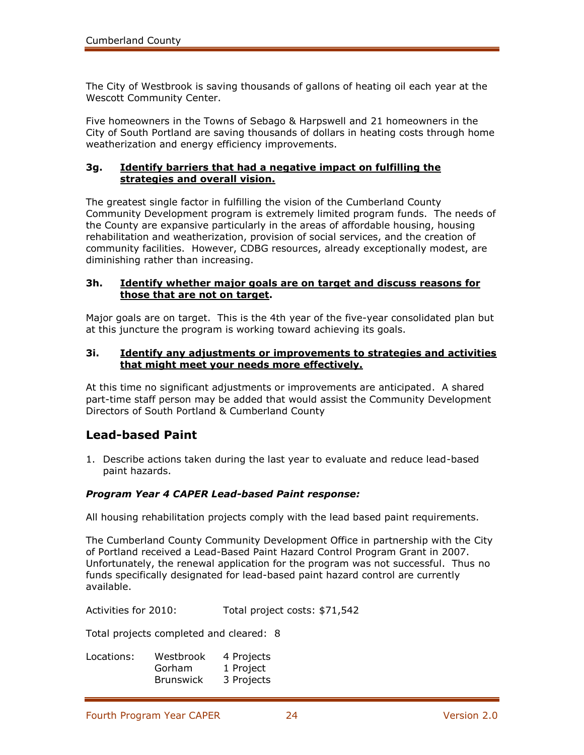The City of Westbrook is saving thousands of gallons of heating oil each year at the Wescott Community Center.

Five homeowners in the Towns of Sebago & Harpswell and 21 homeowners in the City of South Portland are saving thousands of dollars in heating costs through home weatherization and energy efficiency improvements.

**3g. <u>Identify barriers that had a negative impact on fulfilling the strategies and overall vision.</u>**

The greatest single factor in fulfilling the vision of the Cumberland County Community Development program is extremely limited program funds. The needs of the County are expansive particularly in the areas of affordable housing, housing rehabilitation and weatherization, provision of social services, and the creation of community facilities. However, CDBG resources, already exceptionally modest, are diminishing rather than increasing.

**3h. <u>Identify whether major goals are on target and discuss reasons for those that are not on target</u>.**

Major goals are on target. This is the 4th year of the five-year consolidated plan but at this juncture the program is working toward achieving its goals.

**3i. <u>Identify any adjustments or improvements to strategies and activities that might meet your needs more effectively.</u>**

At this time no significant adjustments or improvements are anticipated. A shared part-time staff person may be added that would assist the Community Development Directors of South Portland & Cumberland County

## Lead-based Paint

1. Describe actions taken during the last year to evaluate and reduce lead-based paint hazards.

***Program Year 4 CAPER Lead-based Paint response:***

All housing rehabilitation projects comply with the lead based paint requirements.

The Cumberland County Community Development Office in partnership with the City of Portland received a Lead-Based Paint Hazard Control Program Grant in 2007. Unfortunately, the renewal application for the program was not successful. Thus no funds specifically designated for lead-based paint hazard control are currently available.

Activities for 2010: Total project costs: $71,542

Total projects completed and cleared: 8

| Locations: | Westbrook | 4 Projects |
|---|---|---|
| | Gorham | 1 Project |
| | Brunswick | 3 Projects |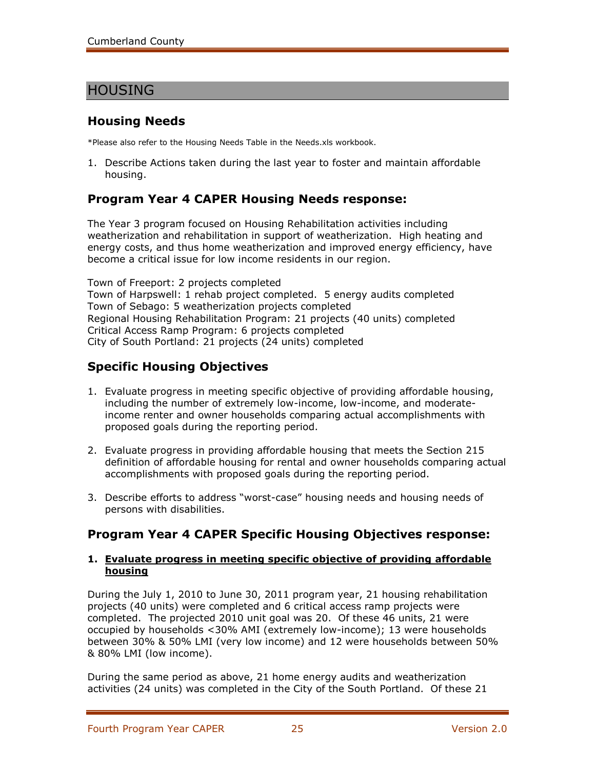# HOUSING

## Housing Needs

*Please also refer to the Housing Needs Table in the Needs.xls workbook.

1. Describe Actions taken during the last year to foster and maintain affordable housing.

## Program Year 4 CAPER Housing Needs response:

The Year 3 program focused on Housing Rehabilitation activities including weatherization and rehabilitation in support of weatherization. High heating and energy costs, and thus home weatherization and improved energy efficiency, have become a critical issue for low income residents in our region.

Town of Freeport: 2 projects completed
Town of Harpswell: 1 rehab project completed. 5 energy audits completed
Town of Sebago: 5 weatherization projects completed
Regional Housing Rehabilitation Program: 21 projects (40 units) completed
Critical Access Ramp Program: 6 projects completed
City of South Portland: 21 projects (24 units) completed

## Specific Housing Objectives

1. Evaluate progress in meeting specific objective of providing affordable housing, including the number of extremely low-income, low-income, and moderate-income renter and owner households comparing actual accomplishments with proposed goals during the reporting period.

2. Evaluate progress in providing affordable housing that meets the Section 215 definition of affordable housing for rental and owner households comparing actual accomplishments with proposed goals during the reporting period.

3. Describe efforts to address "worst-case" housing needs and housing needs of persons with disabilities.

## Program Year 4 CAPER Specific Housing Objectives response:

**1. Evaluate progress in meeting specific objective of providing affordable housing**

During the July 1, 2010 to June 30, 2011 program year, 21 housing rehabilitation projects (40 units) were completed and 6 critical access ramp projects were completed. The projected 2010 unit goal was 20. Of these 46 units, 21 were occupied by households <30% AMI (extremely low-income); 13 were households between 30% & 50% LMI (very low income) and 12 were households between 50% & 80% LMI (low income).

During the same period as above, 21 home energy audits and weatherization activities (24 units) was completed in the City of the South Portland. Of these 21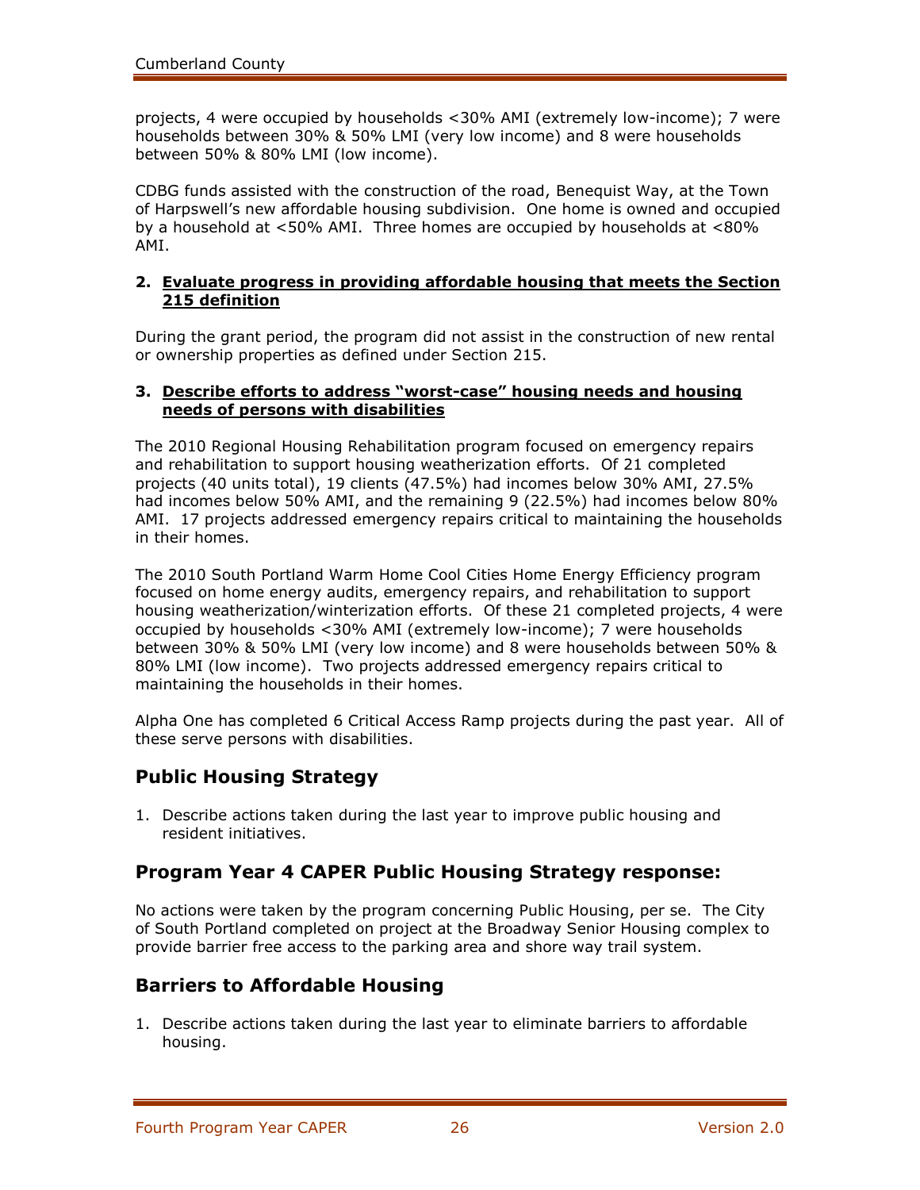projects, 4 were occupied by households <30% AMI (extremely low-income); 7 were households between 30% & 50% LMI (very low income) and 8 were households between 50% & 80% LMI (low income).

CDBG funds assisted with the construction of the road, Benequist Way, at the Town of Harpswell's new affordable housing subdivision. One home is owned and occupied by a household at <50% AMI. Three homes are occupied by households at <80% AMI.

**2. <u>Evaluate progress in providing affordable housing that meets the Section 215 definition</u>**

During the grant period, the program did not assist in the construction of new rental or ownership properties as defined under Section 215.

**3. <u>Describe efforts to address "worst-case" housing needs and housing needs of persons with disabilities</u>**

The 2010 Regional Housing Rehabilitation program focused on emergency repairs and rehabilitation to support housing weatherization efforts. Of 21 completed projects (40 units total), 19 clients (47.5%) had incomes below 30% AMI, 27.5% had incomes below 50% AMI, and the remaining 9 (22.5%) had incomes below 80% AMI. 17 projects addressed emergency repairs critical to maintaining the households in their homes.

The 2010 South Portland Warm Home Cool Cities Home Energy Efficiency program focused on home energy audits, emergency repairs, and rehabilitation to support housing weatherization/winterization efforts. Of these 21 completed projects, 4 were occupied by households <30% AMI (extremely low-income); 7 were households between 30% & 50% LMI (very low income) and 8 were households between 50% & 80% LMI (low income). Two projects addressed emergency repairs critical to maintaining the households in their homes.

Alpha One has completed 6 Critical Access Ramp projects during the past year. All of these serve persons with disabilities.

## Public Housing Strategy

1. Describe actions taken during the last year to improve public housing and resident initiatives.

## Program Year 4 CAPER Public Housing Strategy response:

No actions were taken by the program concerning Public Housing, per se. The City of South Portland completed on project at the Broadway Senior Housing complex to provide barrier free access to the parking area and shore way trail system.

## Barriers to Affordable Housing

1. Describe actions taken during the last year to eliminate barriers to affordable housing.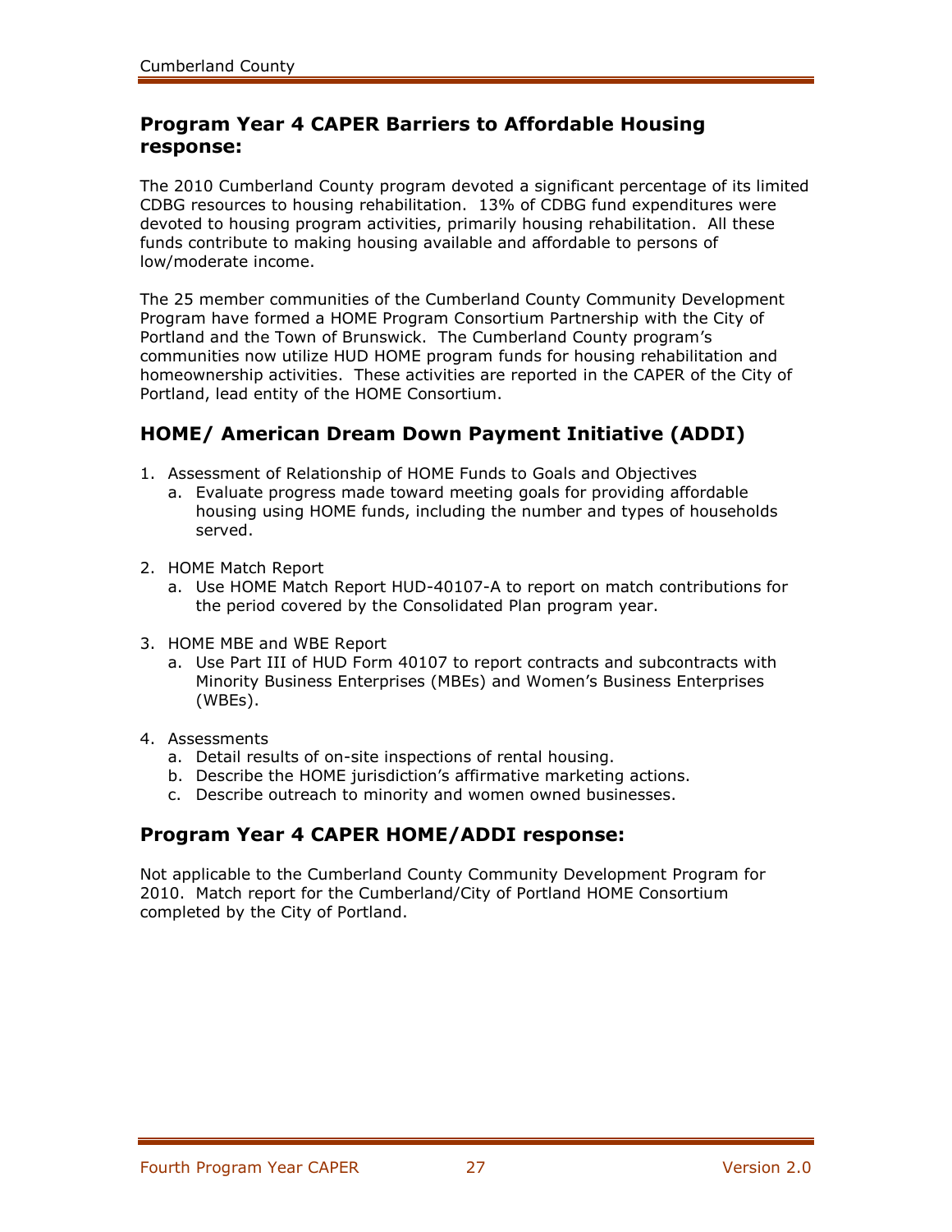## Program Year 4 CAPER Barriers to Affordable Housing response:

The 2010 Cumberland County program devoted a significant percentage of its limited CDBG resources to housing rehabilitation. 13% of CDBG fund expenditures were devoted to housing program activities, primarily housing rehabilitation. All these funds contribute to making housing available and affordable to persons of low/moderate income.

The 25 member communities of the Cumberland County Community Development Program have formed a HOME Program Consortium Partnership with the City of Portland and the Town of Brunswick. The Cumberland County program's communities now utilize HUD HOME program funds for housing rehabilitation and homeownership activities. These activities are reported in the CAPER of the City of Portland, lead entity of the HOME Consortium.

## HOME/ American Dream Down Payment Initiative (ADDI)

1. Assessment of Relationship of HOME Funds to Goals and Objectives
   a. Evaluate progress made toward meeting goals for providing affordable housing using HOME funds, including the number and types of households served.
2. HOME Match Report
   a. Use HOME Match Report HUD-40107-A to report on match contributions for the period covered by the Consolidated Plan program year.
3. HOME MBE and WBE Report
   a. Use Part III of HUD Form 40107 to report contracts and subcontracts with Minority Business Enterprises (MBEs) and Women's Business Enterprises (WBEs).
4. Assessments
   a. Detail results of on-site inspections of rental housing.
   b. Describe the HOME jurisdiction's affirmative marketing actions.
   c. Describe outreach to minority and women owned businesses.

## Program Year 4 CAPER HOME/ADDI response:

Not applicable to the Cumberland County Community Development Program for 2010. Match report for the Cumberland/City of Portland HOME Consortium completed by the City of Portland.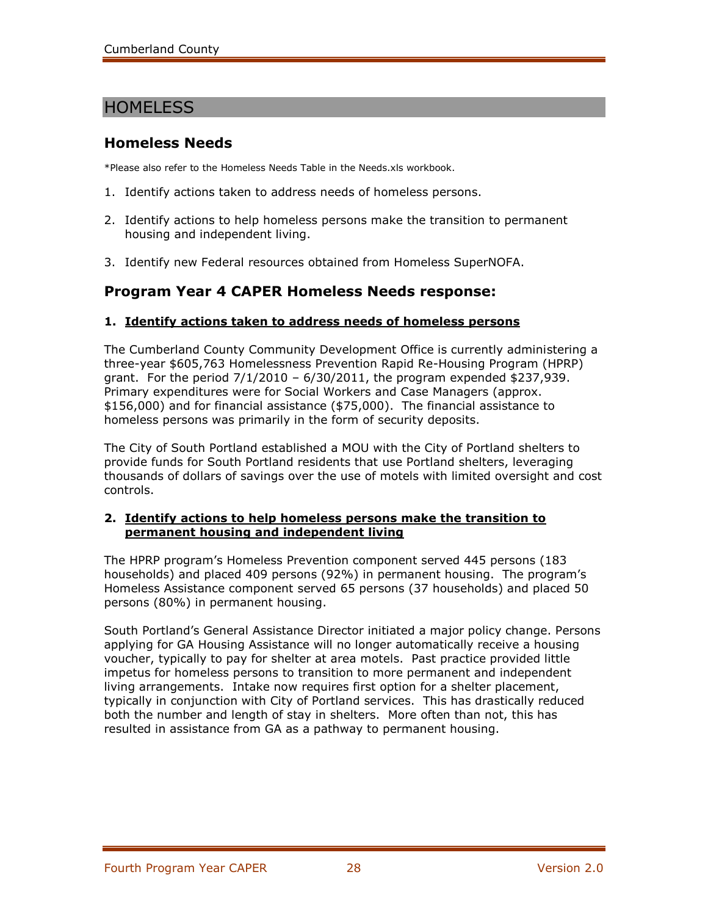# HOMELESS

## Homeless Needs

*Please also refer to the Homeless Needs Table in the Needs.xls workbook.

1. Identify actions taken to address needs of homeless persons.
2. Identify actions to help homeless persons make the transition to permanent housing and independent living.
3. Identify new Federal resources obtained from Homeless SuperNOFA.

## Program Year 4 CAPER Homeless Needs response:

### 1. Identify actions taken to address needs of homeless persons

The Cumberland County Community Development Office is currently administering a three-year $605,763 Homelessness Prevention Rapid Re-Housing Program (HPRP) grant. For the period 7/1/2010 – 6/30/2011, the program expended $237,939. Primary expenditures were for Social Workers and Case Managers (approx. $156,000) and for financial assistance ($75,000). The financial assistance to homeless persons was primarily in the form of security deposits.

The City of South Portland established a MOU with the City of Portland shelters to provide funds for South Portland residents that use Portland shelters, leveraging thousands of dollars of savings over the use of motels with limited oversight and cost controls.

### 2. Identify actions to help homeless persons make the transition to permanent housing and independent living

The HPRP program's Homeless Prevention component served 445 persons (183 households) and placed 409 persons (92%) in permanent housing. The program's Homeless Assistance component served 65 persons (37 households) and placed 50 persons (80%) in permanent housing.

South Portland's General Assistance Director initiated a major policy change. Persons applying for GA Housing Assistance will no longer automatically receive a housing voucher, typically to pay for shelter at area motels. Past practice provided little impetus for homeless persons to transition to more permanent and independent living arrangements. Intake now requires first option for a shelter placement, typically in conjunction with City of Portland services. This has drastically reduced both the number and length of stay in shelters. More often than not, this has resulted in assistance from GA as a pathway to permanent housing.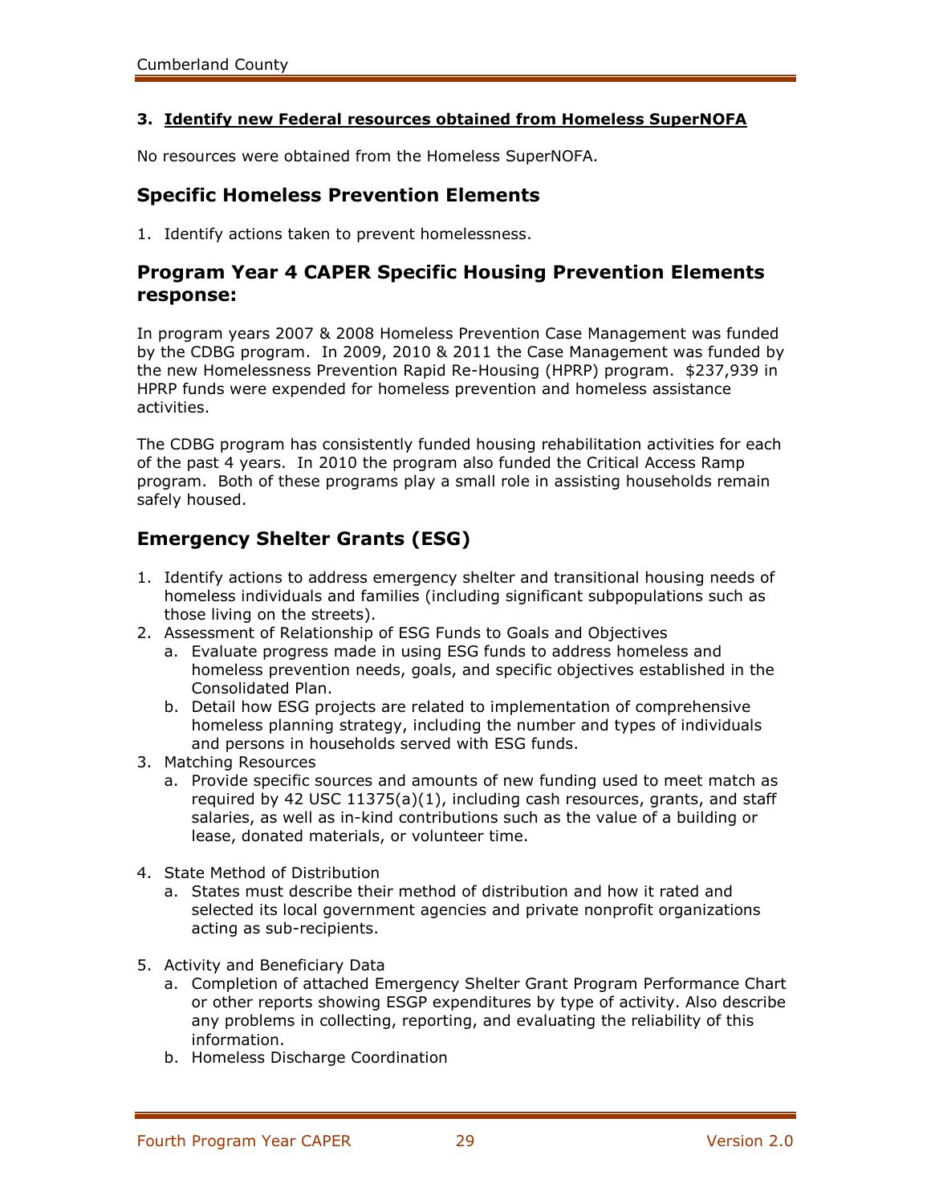**3. <u>Identify new Federal resources obtained from Homeless SuperNOFA</u>**

No resources were obtained from the Homeless SuperNOFA.

## Specific Homeless Prevention Elements

1. Identify actions taken to prevent homelessness.

## Program Year 4 CAPER Specific Housing Prevention Elements response:

In program years 2007 & 2008 Homeless Prevention Case Management was funded by the CDBG program. In 2009, 2010 & 2011 the Case Management was funded by the new Homelessness Prevention Rapid Re-Housing (HPRP) program. $237,939 in HPRP funds were expended for homeless prevention and homeless assistance activities.

The CDBG program has consistently funded housing rehabilitation activities for each of the past 4 years. In 2010 the program also funded the Critical Access Ramp program. Both of these programs play a small role in assisting households remain safely housed.

## Emergency Shelter Grants (ESG)

1. Identify actions to address emergency shelter and transitional housing needs of homeless individuals and families (including significant subpopulations such as those living on the streets).
2. Assessment of Relationship of ESG Funds to Goals and Objectives
   a. Evaluate progress made in using ESG funds to address homeless and homeless prevention needs, goals, and specific objectives established in the Consolidated Plan.
   b. Detail how ESG projects are related to implementation of comprehensive homeless planning strategy, including the number and types of individuals and persons in households served with ESG funds.
3. Matching Resources
   a. Provide specific sources and amounts of new funding used to meet match as required by 42 USC 11375(a)(1), including cash resources, grants, and staff salaries, as well as in-kind contributions such as the value of a building or lease, donated materials, or volunteer time.
4. State Method of Distribution
   a. States must describe their method of distribution and how it rated and selected its local government agencies and private nonprofit organizations acting as sub-recipients.
5. Activity and Beneficiary Data
   a. Completion of attached Emergency Shelter Grant Program Performance Chart or other reports showing ESGP expenditures by type of activity. Also describe any problems in collecting, reporting, and evaluating the reliability of this information.
   b. Homeless Discharge Coordination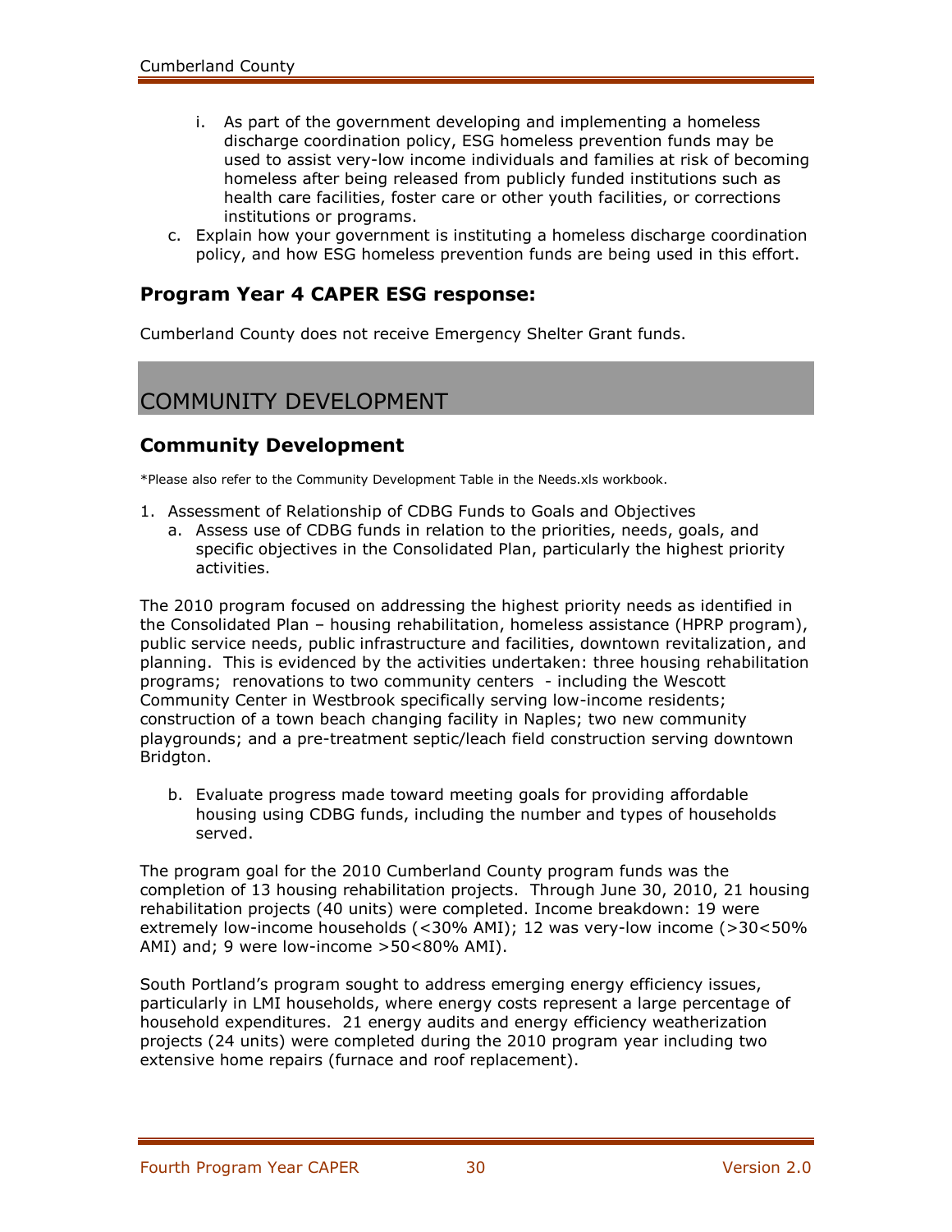i. As part of the government developing and implementing a homeless discharge coordination policy, ESG homeless prevention funds may be used to assist very-low income individuals and families at risk of becoming homeless after being released from publicly funded institutions such as health care facilities, foster care or other youth facilities, or corrections institutions or programs.

c. Explain how your government is instituting a homeless discharge coordination policy, and how ESG homeless prevention funds are being used in this effort.

### Program Year 4 CAPER ESG response:

Cumberland County does not receive Emergency Shelter Grant funds.

## COMMUNITY DEVELOPMENT

### Community Development

*Please also refer to the Community Development Table in the Needs.xls workbook.

1. Assessment of Relationship of CDBG Funds to Goals and Objectives
   a. Assess use of CDBG funds in relation to the priorities, needs, goals, and specific objectives in the Consolidated Plan, particularly the highest priority activities.

The 2010 program focused on addressing the highest priority needs as identified in the Consolidated Plan – housing rehabilitation, homeless assistance (HPRP program), public service needs, public infrastructure and facilities, downtown revitalization, and planning. This is evidenced by the activities undertaken: three housing rehabilitation programs; renovations to two community centers - including the Wescott Community Center in Westbrook specifically serving low-income residents; construction of a town beach changing facility in Naples; two new community playgrounds; and a pre-treatment septic/leach field construction serving downtown Bridgton.

   b. Evaluate progress made toward meeting goals for providing affordable housing using CDBG funds, including the number and types of households served.

The program goal for the 2010 Cumberland County program funds was the completion of 13 housing rehabilitation projects. Through June 30, 2010, 21 housing rehabilitation projects (40 units) were completed. Income breakdown: 19 were extremely low-income households (<30% AMI); 12 was very-low income (>30<50% AMI) and; 9 were low-income >50<80% AMI).

South Portland's program sought to address emerging energy efficiency issues, particularly in LMI households, where energy costs represent a large percentage of household expenditures. 21 energy audits and energy efficiency weatherization projects (24 units) were completed during the 2010 program year including two extensive home repairs (furnace and roof replacement).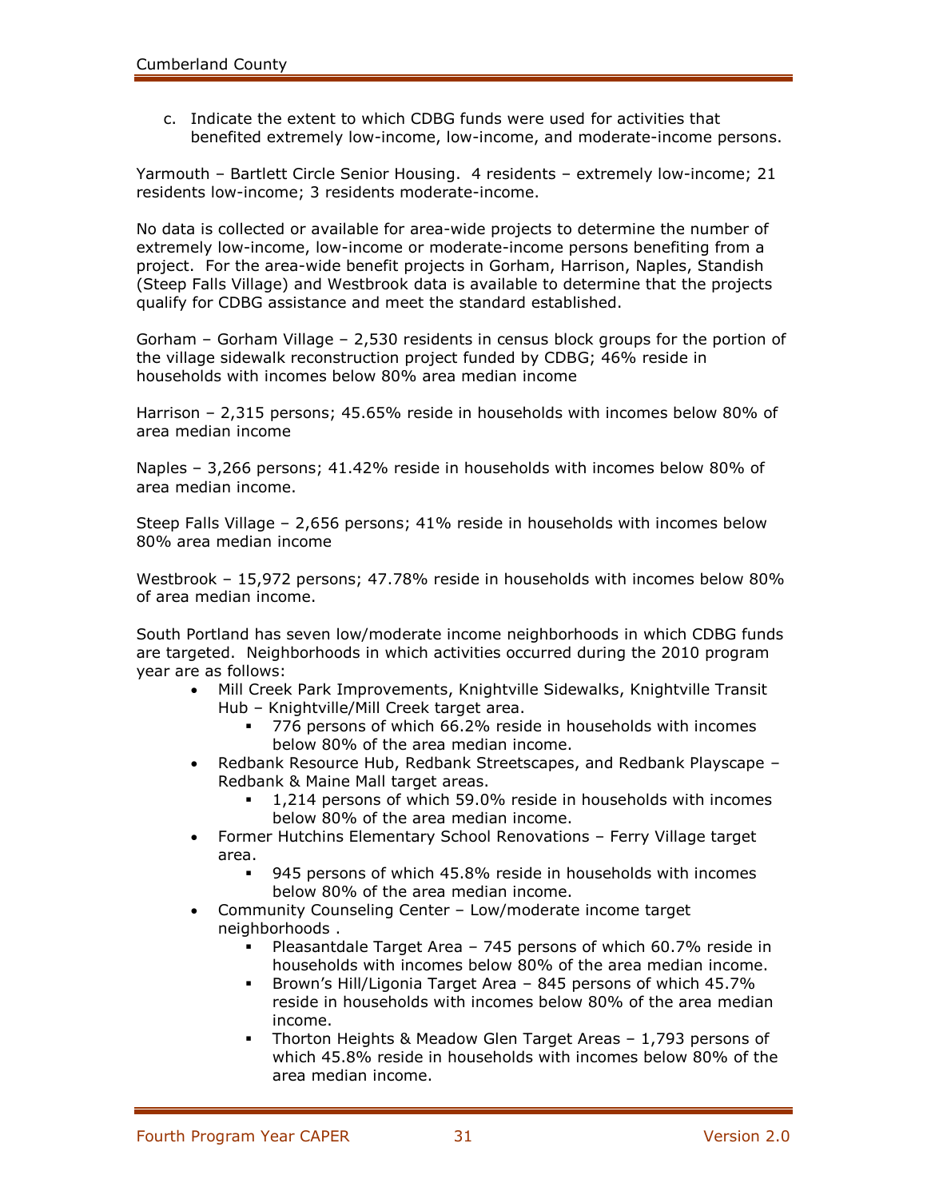c. Indicate the extent to which CDBG funds were used for activities that benefited extremely low-income, low-income, and moderate-income persons.

Yarmouth – Bartlett Circle Senior Housing. 4 residents – extremely low-income; 21 residents low-income; 3 residents moderate-income.

No data is collected or available for area-wide projects to determine the number of extremely low-income, low-income or moderate-income persons benefiting from a project. For the area-wide benefit projects in Gorham, Harrison, Naples, Standish (Steep Falls Village) and Westbrook data is available to determine that the projects qualify for CDBG assistance and meet the standard established.

Gorham – Gorham Village – 2,530 residents in census block groups for the portion of the village sidewalk reconstruction project funded by CDBG; 46% reside in households with incomes below 80% area median income

Harrison – 2,315 persons; 45.65% reside in households with incomes below 80% of area median income

Naples – 3,266 persons; 41.42% reside in households with incomes below 80% of area median income.

Steep Falls Village – 2,656 persons; 41% reside in households with incomes below 80% area median income

Westbrook – 15,972 persons; 47.78% reside in households with incomes below 80% of area median income.

South Portland has seven low/moderate income neighborhoods in which CDBG funds are targeted. Neighborhoods in which activities occurred during the 2010 program year are as follows:

- Mill Creek Park Improvements, Knightville Sidewalks, Knightville Transit Hub – Knightville/Mill Creek target area.
  - 776 persons of which 66.2% reside in households with incomes below 80% of the area median income.
- Redbank Resource Hub, Redbank Streetscapes, and Redbank Playscape – Redbank & Maine Mall target areas.
  - 1,214 persons of which 59.0% reside in households with incomes below 80% of the area median income.
- Former Hutchins Elementary School Renovations – Ferry Village target area.
  - 945 persons of which 45.8% reside in households with incomes below 80% of the area median income.
- Community Counseling Center – Low/moderate income target neighborhoods .
  - Pleasantdale Target Area – 745 persons of which 60.7% reside in households with incomes below 80% of the area median income.
  - Brown's Hill/Ligonia Target Area – 845 persons of which 45.7% reside in households with incomes below 80% of the area median income.
  - Thorton Heights & Meadow Glen Target Areas – 1,793 persons of which 45.8% reside in households with incomes below 80% of the area median income.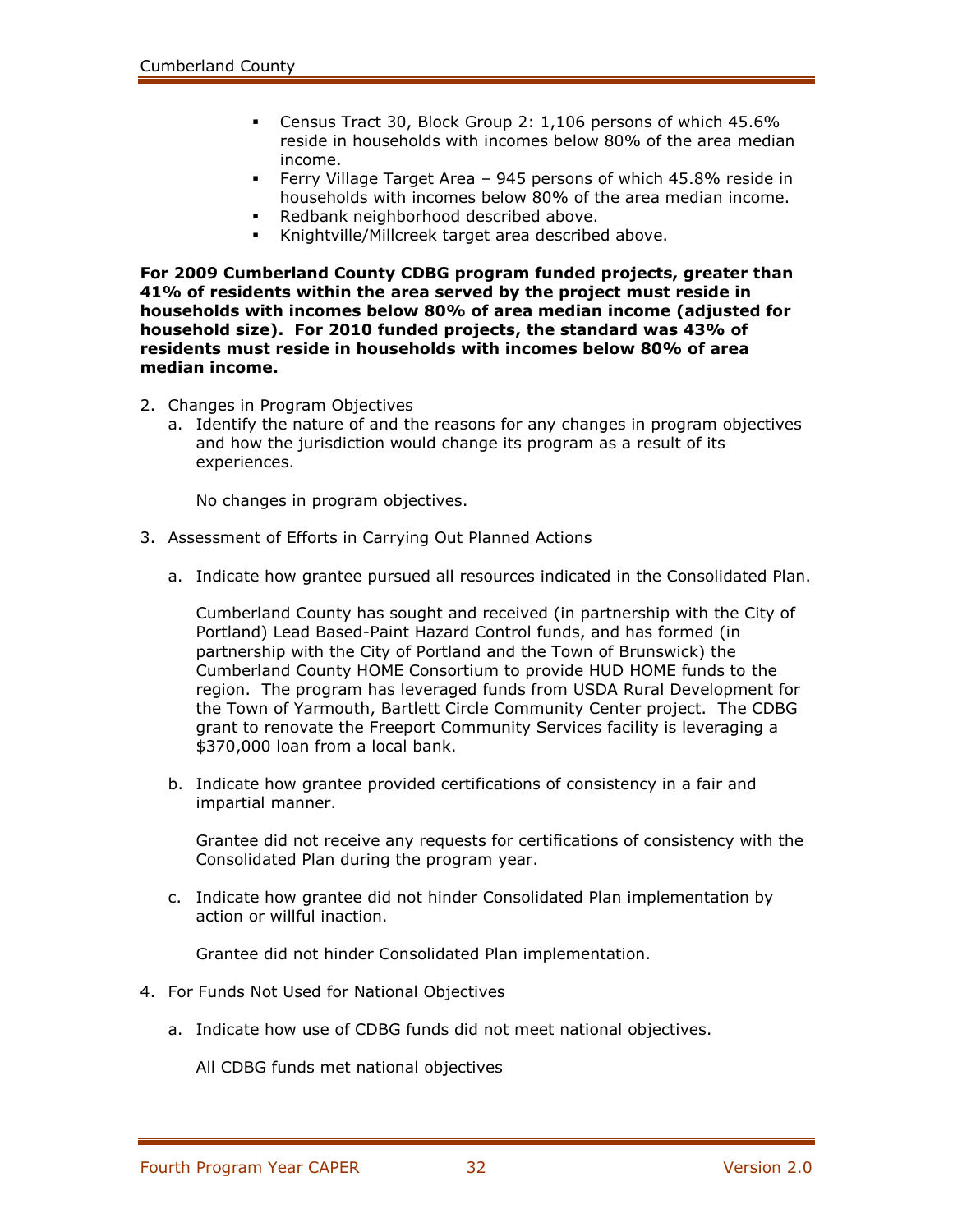- Census Tract 30, Block Group 2: 1,106 persons of which 45.6% reside in households with incomes below 80% of the area median income.
- Ferry Village Target Area – 945 persons of which 45.8% reside in households with incomes below 80% of the area median income.
- Redbank neighborhood described above.
- Knightville/Millcreek target area described above.

**For 2009 Cumberland County CDBG program funded projects, greater than 41% of residents within the area served by the project must reside in households with incomes below 80% of area median income (adjusted for household size). For 2010 funded projects, the standard was 43% of residents must reside in households with incomes below 80% of area median income.**

2. Changes in Program Objectives
   a. Identify the nature of and the reasons for any changes in program objectives and how the jurisdiction would change its program as a result of its experiences.

      No changes in program objectives.

3. Assessment of Efforts in Carrying Out Planned Actions

   a. Indicate how grantee pursued all resources indicated in the Consolidated Plan.

      Cumberland County has sought and received (in partnership with the City of Portland) Lead Based-Paint Hazard Control funds, and has formed (in partnership with the City of Portland and the Town of Brunswick) the Cumberland County HOME Consortium to provide HUD HOME funds to the region. The program has leveraged funds from USDA Rural Development for the Town of Yarmouth, Bartlett Circle Community Center project. The CDBG grant to renovate the Freeport Community Services facility is leveraging a $370,000 loan from a local bank.

   b. Indicate how grantee provided certifications of consistency in a fair and impartial manner.

      Grantee did not receive any requests for certifications of consistency with the Consolidated Plan during the program year.

   c. Indicate how grantee did not hinder Consolidated Plan implementation by action or willful inaction.

      Grantee did not hinder Consolidated Plan implementation.

4. For Funds Not Used for National Objectives

   a. Indicate how use of CDBG funds did not meet national objectives.

      All CDBG funds met national objectives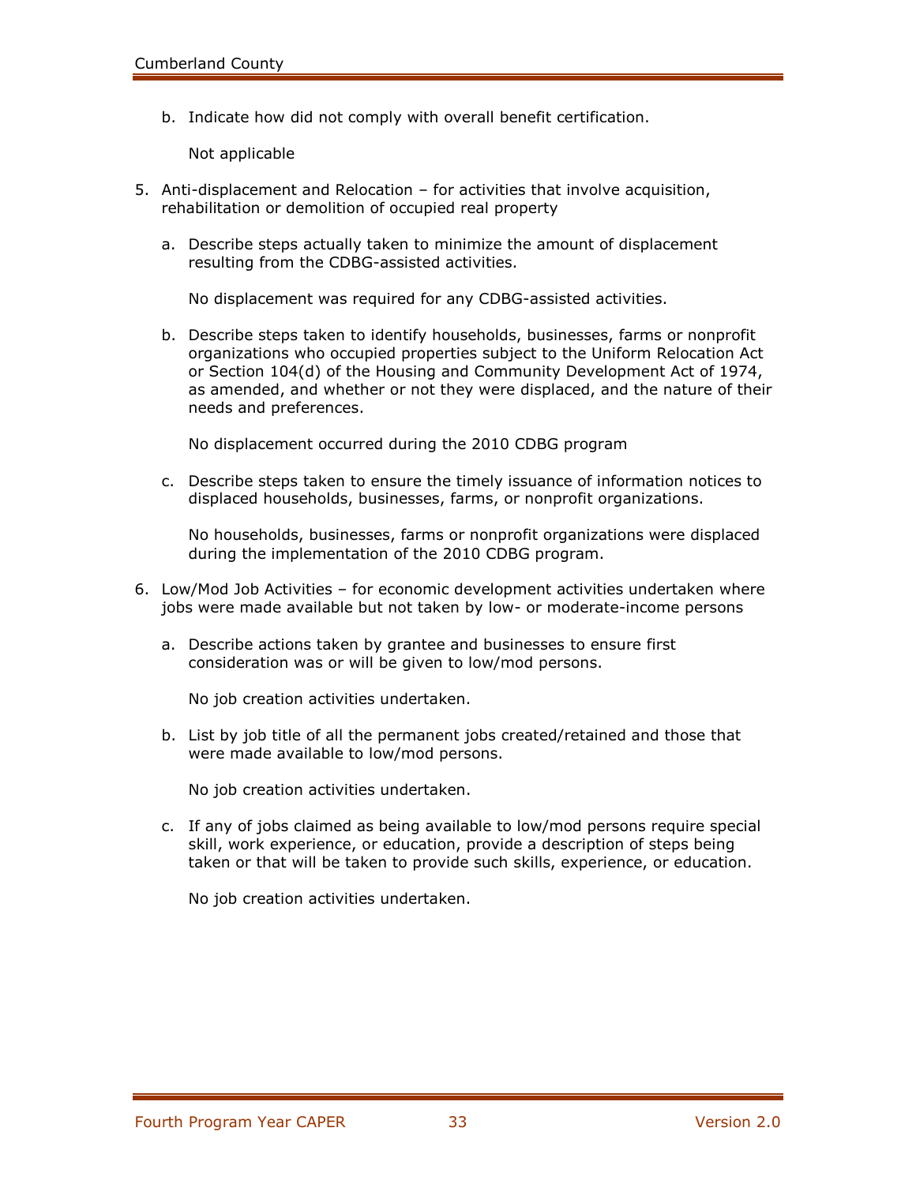b. Indicate how did not comply with overall benefit certification.

   Not applicable

5. Anti-displacement and Relocation – for activities that involve acquisition, rehabilitation or demolition of occupied real property

   a. Describe steps actually taken to minimize the amount of displacement resulting from the CDBG-assisted activities.

      No displacement was required for any CDBG-assisted activities.

   b. Describe steps taken to identify households, businesses, farms or nonprofit organizations who occupied properties subject to the Uniform Relocation Act or Section 104(d) of the Housing and Community Development Act of 1974, as amended, and whether or not they were displaced, and the nature of their needs and preferences.

      No displacement occurred during the 2010 CDBG program

   c. Describe steps taken to ensure the timely issuance of information notices to displaced households, businesses, farms, or nonprofit organizations.

      No households, businesses, farms or nonprofit organizations were displaced during the implementation of the 2010 CDBG program.

6. Low/Mod Job Activities – for economic development activities undertaken where jobs were made available but not taken by low- or moderate-income persons

   a. Describe actions taken by grantee and businesses to ensure first consideration was or will be given to low/mod persons.

      No job creation activities undertaken.

   b. List by job title of all the permanent jobs created/retained and those that were made available to low/mod persons.

      No job creation activities undertaken.

   c. If any of jobs claimed as being available to low/mod persons require special skill, work experience, or education, provide a description of steps being taken or that will be taken to provide such skills, experience, or education.

      No job creation activities undertaken.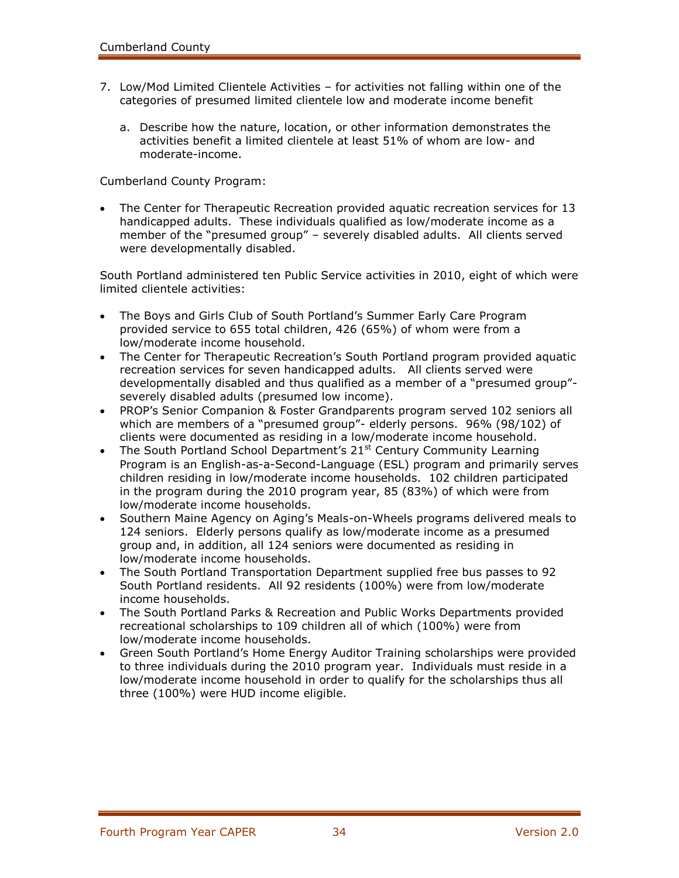7. Low/Mod Limited Clientele Activities – for activities not falling within one of the categories of presumed limited clientele low and moderate income benefit

   a. Describe how the nature, location, or other information demonstrates the activities benefit a limited clientele at least 51% of whom are low- and moderate-income.

Cumberland County Program:

- The Center for Therapeutic Recreation provided aquatic recreation services for 13 handicapped adults. These individuals qualified as low/moderate income as a member of the "presumed group" – severely disabled adults. All clients served were developmentally disabled.

South Portland administered ten Public Service activities in 2010, eight of which were limited clientele activities:

- The Boys and Girls Club of South Portland's Summer Early Care Program provided service to 655 total children, 426 (65%) of whom were from a low/moderate income household.
- The Center for Therapeutic Recreation's South Portland program provided aquatic recreation services for seven handicapped adults. All clients served were developmentally disabled and thus qualified as a member of a "presumed group"- severely disabled adults (presumed low income).
- PROP's Senior Companion & Foster Grandparents program served 102 seniors all which are members of a "presumed group"- elderly persons. 96% (98/102) of clients were documented as residing in a low/moderate income household.
- The South Portland School Department's 21st Century Community Learning Program is an English-as-a-Second-Language (ESL) program and primarily serves children residing in low/moderate income households. 102 children participated in the program during the 2010 program year, 85 (83%) of which were from low/moderate income households.
- Southern Maine Agency on Aging's Meals-on-Wheels programs delivered meals to 124 seniors. Elderly persons qualify as low/moderate income as a presumed group and, in addition, all 124 seniors were documented as residing in low/moderate income households.
- The South Portland Transportation Department supplied free bus passes to 92 South Portland residents. All 92 residents (100%) were from low/moderate income households.
- The South Portland Parks & Recreation and Public Works Departments provided recreational scholarships to 109 children all of which (100%) were from low/moderate income households.
- Green South Portland's Home Energy Auditor Training scholarships were provided to three individuals during the 2010 program year. Individuals must reside in a low/moderate income household in order to qualify for the scholarships thus all three (100%) were HUD income eligible.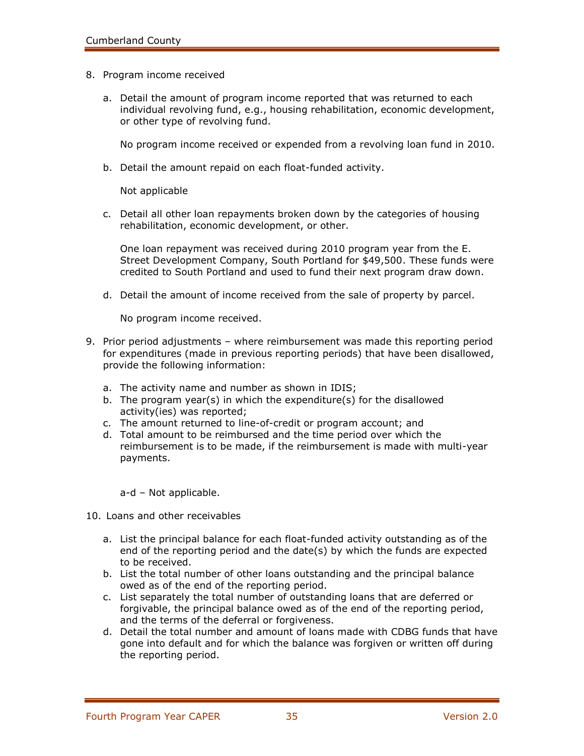8. Program income received

   a. Detail the amount of program income reported that was returned to each individual revolving fund, e.g., housing rehabilitation, economic development, or other type of revolving fund.

      No program income received or expended from a revolving loan fund in 2010.

   b. Detail the amount repaid on each float-funded activity.

      Not applicable

   c. Detail all other loan repayments broken down by the categories of housing rehabilitation, economic development, or other.

      One loan repayment was received during 2010 program year from the E. Street Development Company, South Portland for $49,500. These funds were credited to South Portland and used to fund their next program draw down.

   d. Detail the amount of income received from the sale of property by parcel.

      No program income received.

9. Prior period adjustments – where reimbursement was made this reporting period for expenditures (made in previous reporting periods) that have been disallowed, provide the following information:

   a. The activity name and number as shown in IDIS;
   b. The program year(s) in which the expenditure(s) for the disallowed activity(ies) was reported;
   c. The amount returned to line-of-credit or program account; and
   d. Total amount to be reimbursed and the time period over which the reimbursement is to be made, if the reimbursement is made with multi-year payments.

      a-d – Not applicable.

10. Loans and other receivables

    a. List the principal balance for each float-funded activity outstanding as of the end of the reporting period and the date(s) by which the funds are expected to be received.
    b. List the total number of other loans outstanding and the principal balance owed as of the end of the reporting period.
    c. List separately the total number of outstanding loans that are deferred or forgivable, the principal balance owed as of the end of the reporting period, and the terms of the deferral or forgiveness.
    d. Detail the total number and amount of loans made with CDBG funds that have gone into default and for which the balance was forgiven or written off during the reporting period.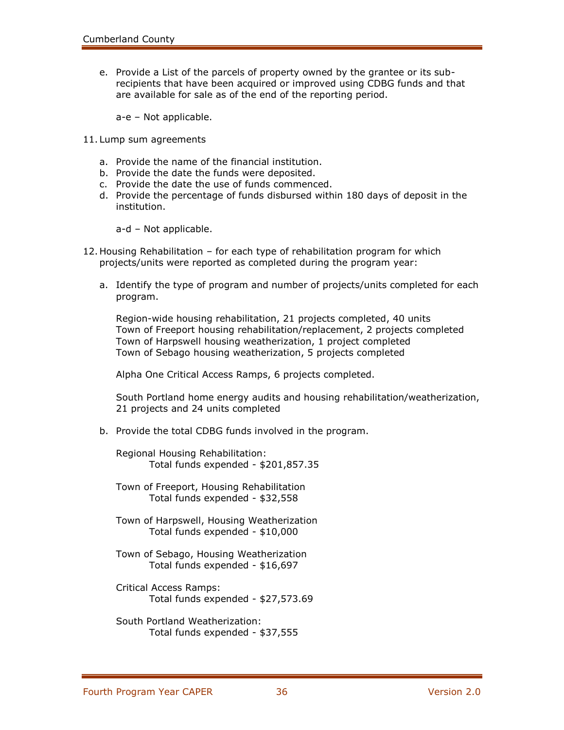e. Provide a List of the parcels of property owned by the grantee or its sub-recipients that have been acquired or improved using CDBG funds and that are available for sale as of the end of the reporting period.

   a-e – Not applicable.

11. Lump sum agreements

   a. Provide the name of the financial institution.
   b. Provide the date the funds were deposited.
   c. Provide the date the use of funds commenced.
   d. Provide the percentage of funds disbursed within 180 days of deposit in the institution.

   a-d – Not applicable.

12. Housing Rehabilitation – for each type of rehabilitation program for which projects/units were reported as completed during the program year:

   a. Identify the type of program and number of projects/units completed for each program.

      Region-wide housing rehabilitation, 21 projects completed, 40 units
      Town of Freeport housing rehabilitation/replacement, 2 projects completed
      Town of Harpswell housing weatherization, 1 project completed
      Town of Sebago housing weatherization, 5 projects completed

      Alpha One Critical Access Ramps, 6 projects completed.

      South Portland home energy audits and housing rehabilitation/weatherization, 21 projects and 24 units completed

   b. Provide the total CDBG funds involved in the program.

      Regional Housing Rehabilitation:
      Total funds expended - $201,857.35

      Town of Freeport, Housing Rehabilitation
      Total funds expended - $32,558

      Town of Harpswell, Housing Weatherization
      Total funds expended - $10,000

      Town of Sebago, Housing Weatherization
      Total funds expended - $16,697

      Critical Access Ramps:
      Total funds expended - $27,573.69

      South Portland Weatherization:
      Total funds expended - $37,555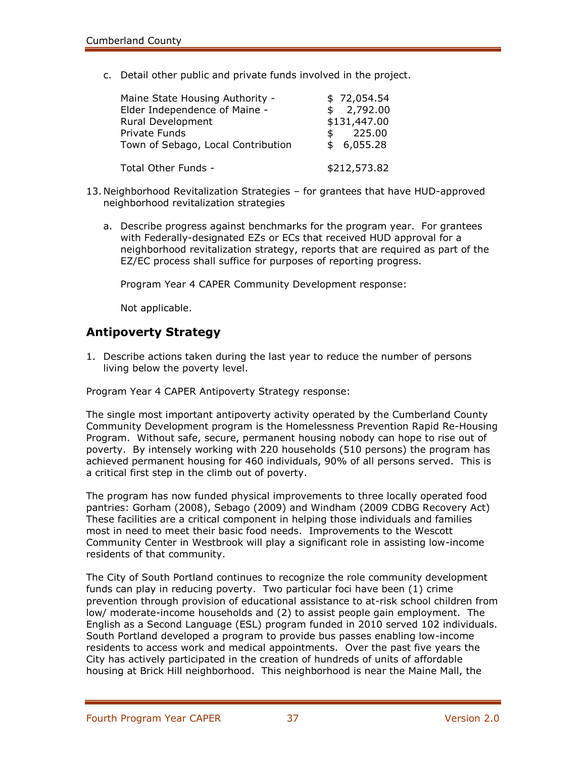c. Detail other public and private funds involved in the project.

| | |
|---|---|
| Maine State Housing Authority - | $ 72,054.54 |
| Elder Independence of Maine - | $ 2,792.00 |
| Rural Development | $131,447.00 |
| Private Funds | $ 225.00 |
| Town of Sebago, Local Contribution | $ 6,055.28 |
| Total Other Funds - | $212,573.82 |

13. Neighborhood Revitalization Strategies – for grantees that have HUD-approved neighborhood revitalization strategies

    a. Describe progress against benchmarks for the program year. For grantees with Federally-designated EZs or ECs that received HUD approval for a neighborhood revitalization strategy, reports that are required as part of the EZ/EC process shall suffice for purposes of reporting progress.

    Program Year 4 CAPER Community Development response:

    Not applicable.

## Antipoverty Strategy

1. Describe actions taken during the last year to reduce the number of persons living below the poverty level.

Program Year 4 CAPER Antipoverty Strategy response:

The single most important antipoverty activity operated by the Cumberland County Community Development program is the Homelessness Prevention Rapid Re-Housing Program. Without safe, secure, permanent housing nobody can hope to rise out of poverty. By intensely working with 220 households (510 persons) the program has achieved permanent housing for 460 individuals, 90% of all persons served. This is a critical first step in the climb out of poverty.

The program has now funded physical improvements to three locally operated food pantries: Gorham (2008), Sebago (2009) and Windham (2009 CDBG Recovery Act) These facilities are a critical component in helping those individuals and families most in need to meet their basic food needs. Improvements to the Wescott Community Center in Westbrook will play a significant role in assisting low-income residents of that community.

The City of South Portland continues to recognize the role community development funds can play in reducing poverty. Two particular foci have been (1) crime prevention through provision of educational assistance to at-risk school children from low/ moderate-income households and (2) to assist people gain employment. The English as a Second Language (ESL) program funded in 2010 served 102 individuals. South Portland developed a program to provide bus passes enabling low-income residents to access work and medical appointments. Over the past five years the City has actively participated in the creation of hundreds of units of affordable housing at Brick Hill neighborhood. This neighborhood is near the Maine Mall, the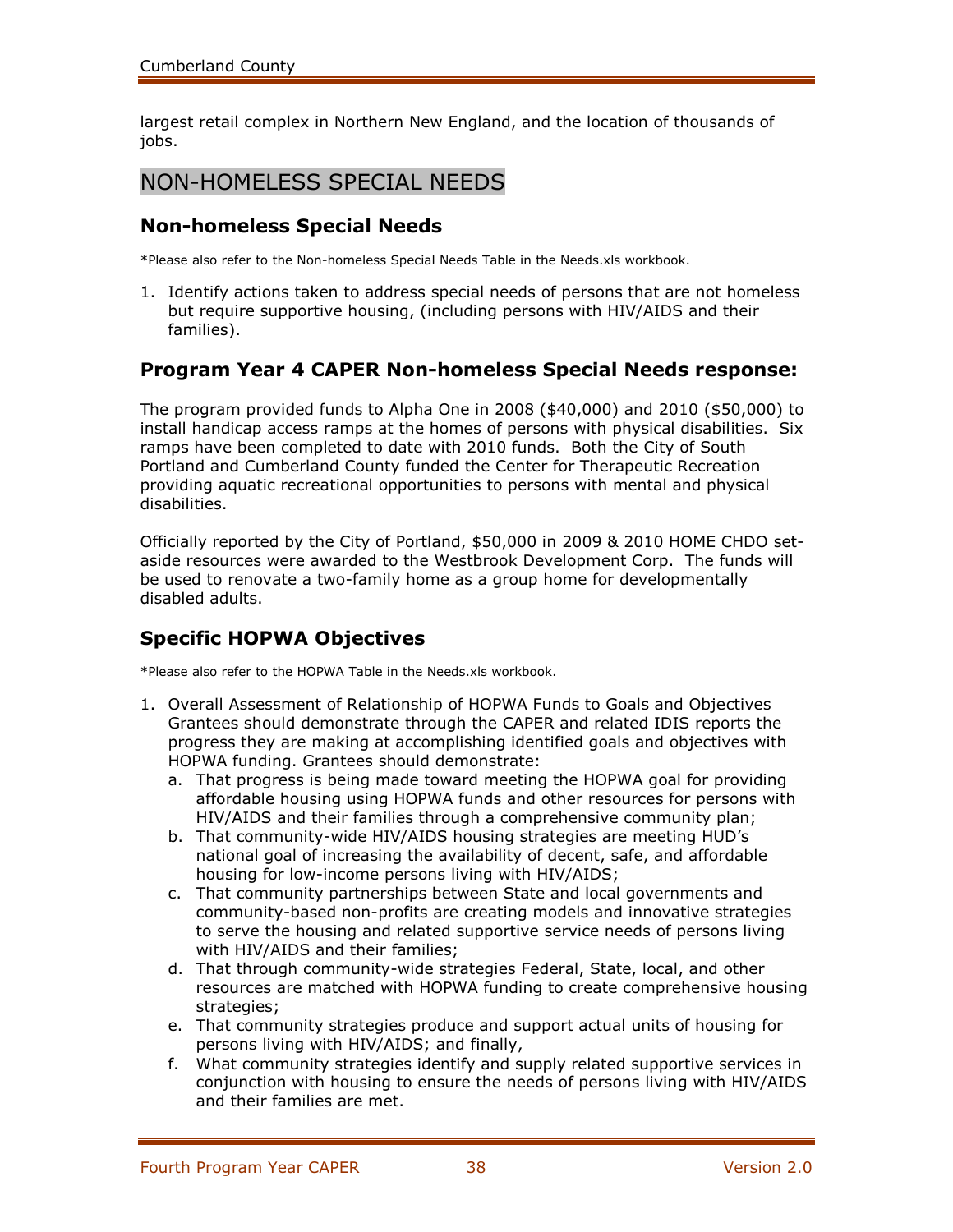largest retail complex in Northern New England, and the location of thousands of jobs.

# NON-HOMELESS SPECIAL NEEDS

## Non-homeless Special Needs

*Please also refer to the Non-homeless Special Needs Table in the Needs.xls workbook.

1. Identify actions taken to address special needs of persons that are not homeless but require supportive housing, (including persons with HIV/AIDS and their families).

## Program Year 4 CAPER Non-homeless Special Needs response:

The program provided funds to Alpha One in 2008 ($40,000) and 2010 ($50,000) to install handicap access ramps at the homes of persons with physical disabilities. Six ramps have been completed to date with 2010 funds. Both the City of South Portland and Cumberland County funded the Center for Therapeutic Recreation providing aquatic recreational opportunities to persons with mental and physical disabilities.

Officially reported by the City of Portland, $50,000 in 2009 & 2010 HOME CHDO set-aside resources were awarded to the Westbrook Development Corp. The funds will be used to renovate a two-family home as a group home for developmentally disabled adults.

## Specific HOPWA Objectives

*Please also refer to the HOPWA Table in the Needs.xls workbook.

1. Overall Assessment of Relationship of HOPWA Funds to Goals and Objectives Grantees should demonstrate through the CAPER and related IDIS reports the progress they are making at accomplishing identified goals and objectives with HOPWA funding. Grantees should demonstrate:
   a. That progress is being made toward meeting the HOPWA goal for providing affordable housing using HOPWA funds and other resources for persons with HIV/AIDS and their families through a comprehensive community plan;
   b. That community-wide HIV/AIDS housing strategies are meeting HUD's national goal of increasing the availability of decent, safe, and affordable housing for low-income persons living with HIV/AIDS;
   c. That community partnerships between State and local governments and community-based non-profits are creating models and innovative strategies to serve the housing and related supportive service needs of persons living with HIV/AIDS and their families;
   d. That through community-wide strategies Federal, State, local, and other resources are matched with HOPWA funding to create comprehensive housing strategies;
   e. That community strategies produce and support actual units of housing for persons living with HIV/AIDS; and finally,
   f. What community strategies identify and supply related supportive services in conjunction with housing to ensure the needs of persons living with HIV/AIDS and their families are met.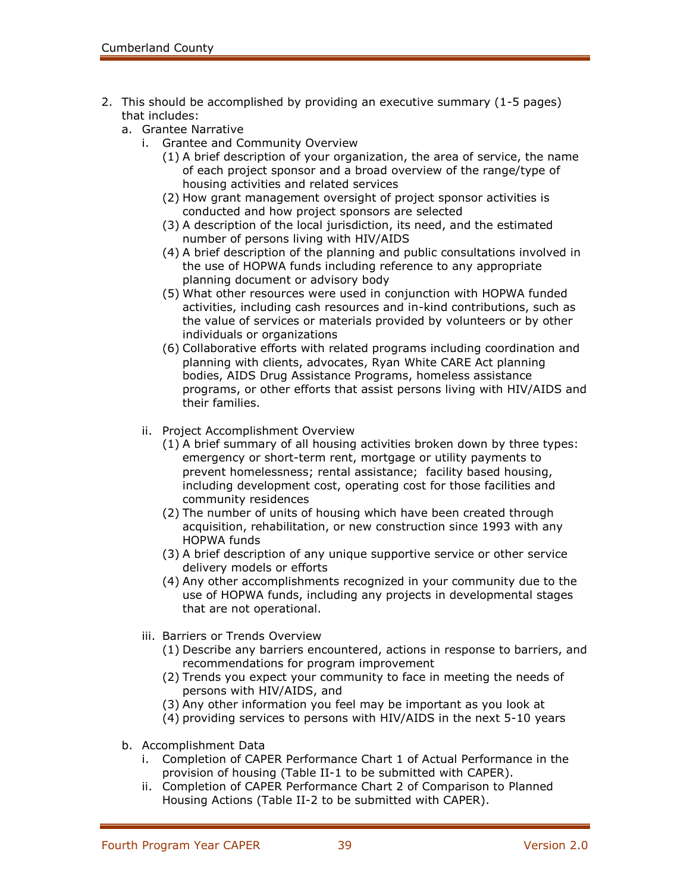2. This should be accomplished by providing an executive summary (1-5 pages) that includes:
   a. Grantee Narrative
      i. Grantee and Community Overview
         (1) A brief description of your organization, the area of service, the name of each project sponsor and a broad overview of the range/type of housing activities and related services
         (2) How grant management oversight of project sponsor activities is conducted and how project sponsors are selected
         (3) A description of the local jurisdiction, its need, and the estimated number of persons living with HIV/AIDS
         (4) A brief description of the planning and public consultations involved in the use of HOPWA funds including reference to any appropriate planning document or advisory body
         (5) What other resources were used in conjunction with HOPWA funded activities, including cash resources and in-kind contributions, such as the value of services or materials provided by volunteers or by other individuals or organizations
         (6) Collaborative efforts with related programs including coordination and planning with clients, advocates, Ryan White CARE Act planning bodies, AIDS Drug Assistance Programs, homeless assistance programs, or other efforts that assist persons living with HIV/AIDS and their families.

      ii. Project Accomplishment Overview
         (1) A brief summary of all housing activities broken down by three types: emergency or short-term rent, mortgage or utility payments to prevent homelessness; rental assistance; facility based housing, including development cost, operating cost for those facilities and community residences
         (2) The number of units of housing which have been created through acquisition, rehabilitation, or new construction since 1993 with any HOPWA funds
         (3) A brief description of any unique supportive service or other service delivery models or efforts
         (4) Any other accomplishments recognized in your community due to the use of HOPWA funds, including any projects in developmental stages that are not operational.

      iii. Barriers or Trends Overview
         (1) Describe any barriers encountered, actions in response to barriers, and recommendations for program improvement
         (2) Trends you expect your community to face in meeting the needs of persons with HIV/AIDS, and
         (3) Any other information you feel may be important as you look at
         (4) providing services to persons with HIV/AIDS in the next 5-10 years

   b. Accomplishment Data
      i. Completion of CAPER Performance Chart 1 of Actual Performance in the provision of housing (Table II-1 to be submitted with CAPER).
      ii. Completion of CAPER Performance Chart 2 of Comparison to Planned Housing Actions (Table II-2 to be submitted with CAPER).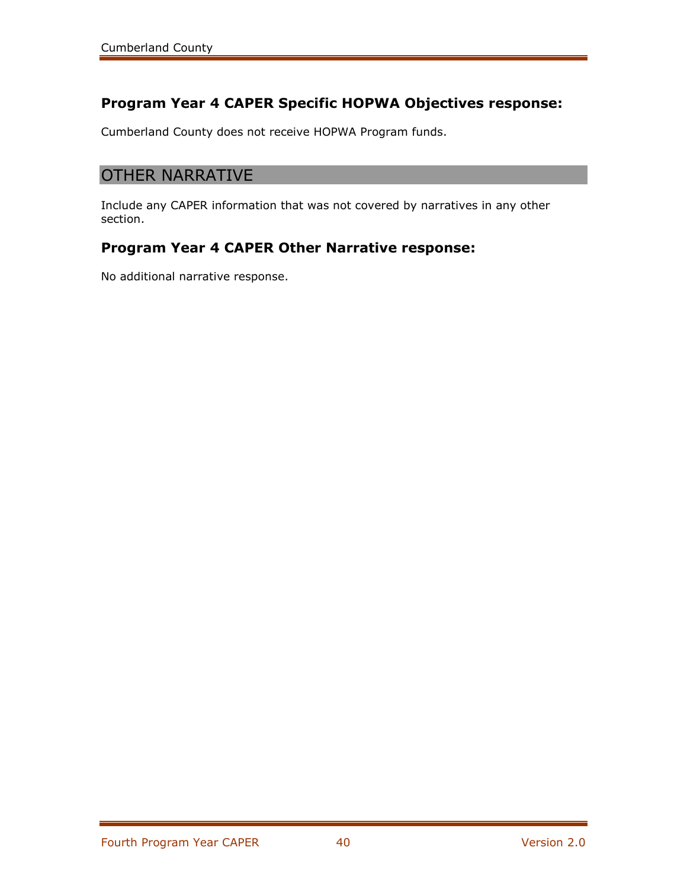### Program Year 4 CAPER Specific HOPWA Objectives response:

Cumberland County does not receive HOPWA Program funds.

## OTHER NARRATIVE

Include any CAPER information that was not covered by narratives in any other section.

### Program Year 4 CAPER Other Narrative response:

No additional narrative response.